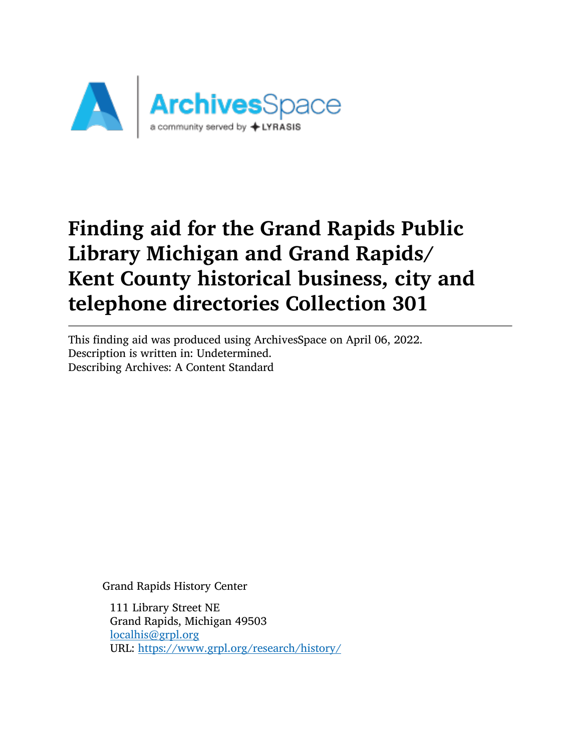# Finding aid for the Grand Rapids Public Library Michigan and Grand Rapids/ Kent County historical business, city and telephone directories Collection 301

This finding aid was produced using ArchivesSpace on April 06, 2022.
Description is written in: Undetermined.
Describing Archives: A Content Standard

Grand Rapids History Center

111 Library Street NE
Grand Rapids, Michigan 49503
localhis@grpl.org
URL: https://www.grpl.org/research/history/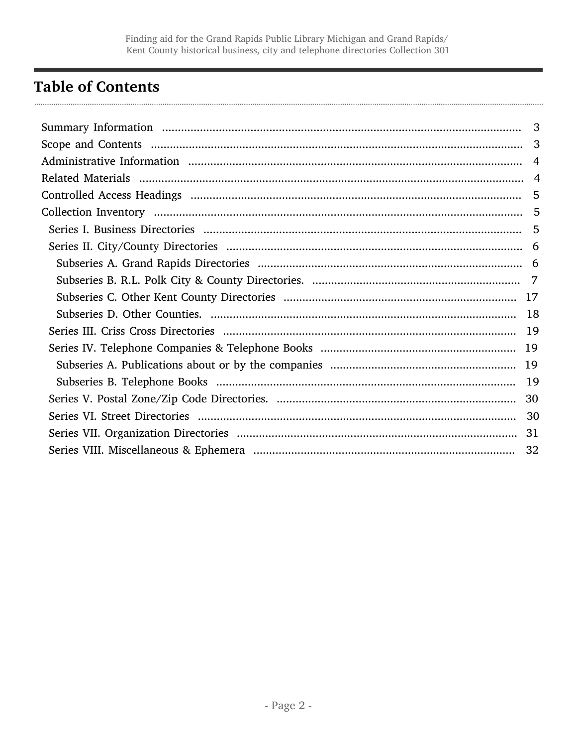## Table of Contents

- Summary Information ..... 3
- Scope and Contents ..... 3
- Administrative Information ..... 4
- Related Materials ..... 4
- Controlled Access Headings ..... 5
- Collection Inventory ..... 5
  - Series I. Business Directories ..... 5
  - Series II. City/County Directories ..... 6
    - Subseries A. Grand Rapids Directories ..... 6
    - Subseries B. R.L. Polk City & County Directories. ..... 7
    - Subseries C. Other Kent County Directories ..... 17
    - Subseries D. Other Counties. ..... 18
  - Series III. Criss Cross Directories ..... 19
  - Series IV. Telephone Companies & Telephone Books ..... 19
    - Subseries A. Publications about or by the companies ..... 19
    - Subseries B. Telephone Books ..... 19
  - Series V. Postal Zone/Zip Code Directories. ..... 30
  - Series VI. Street Directories ..... 30
  - Series VII. Organization Directories ..... 31
  - Series VIII. Miscellaneous & Ephemera ..... 32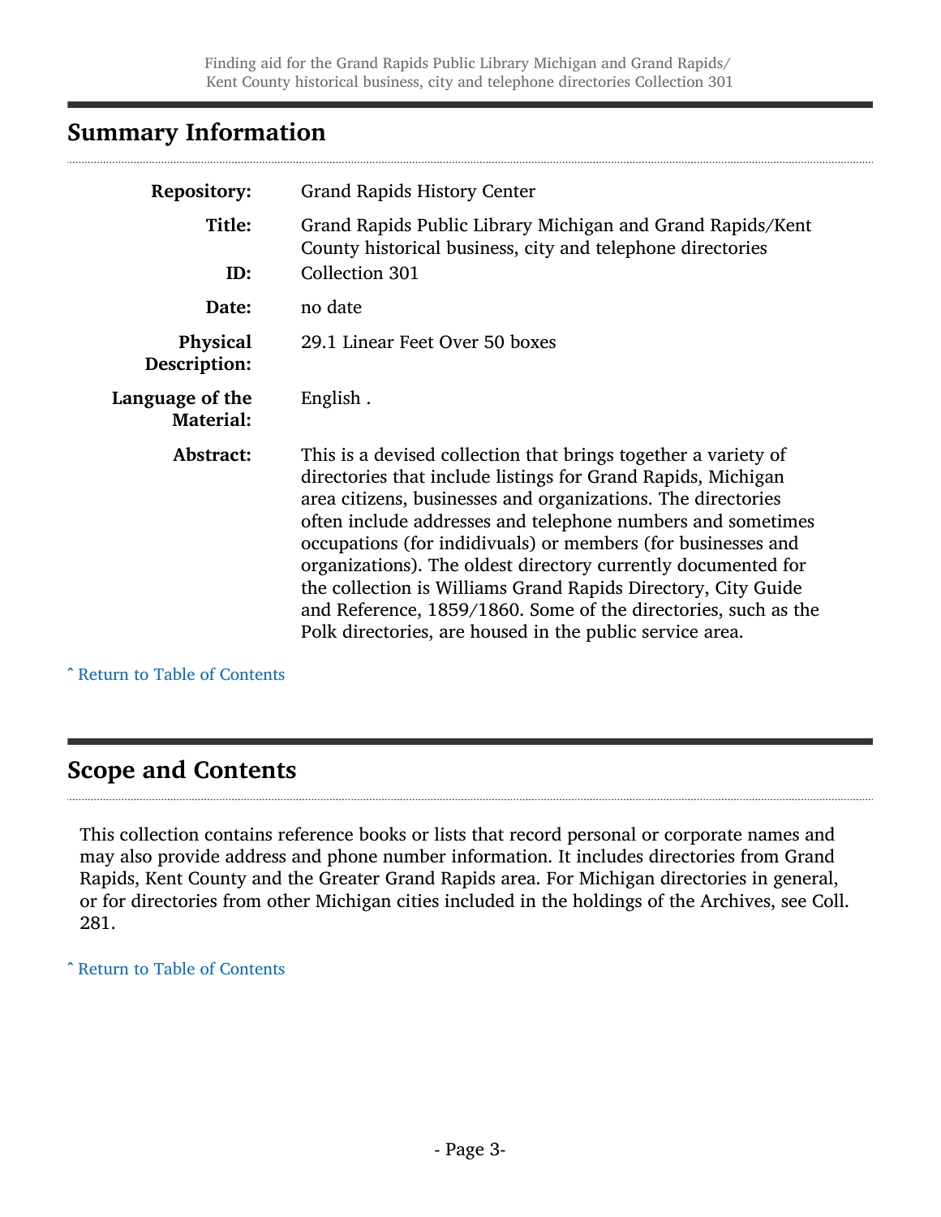## Summary Information

| | |
|---|---|
| **Repository:** | Grand Rapids History Center |
| **Title:** | Grand Rapids Public Library Michigan and Grand Rapids/Kent County historical business, city and telephone directories |
| **ID:** | Collection 301 |
| **Date:** | no date |
| **Physical Description:** | 29.1 Linear Feet Over 50 boxes |
| **Language of the Material:** | English . |
| **Abstract:** | This is a devised collection that brings together a variety of directories that include listings for Grand Rapids, Michigan area citizens, businesses and organizations. The directories often include addresses and telephone numbers and sometimes occupations (for indidivuals) or members (for businesses and organizations). The oldest directory currently documented for the collection is Williams Grand Rapids Directory, City Guide and Reference, 1859/1860. Some of the directories, such as the Polk directories, are housed in the public service area. |

ˆ Return to Table of Contents

## Scope and Contents

This collection contains reference books or lists that record personal or corporate names and may also provide address and phone number information. It includes directories from Grand Rapids, Kent County and the Greater Grand Rapids area. For Michigan directories in general, or for directories from other Michigan cities included in the holdings of the Archives, see Coll. 281.

ˆ Return to Table of Contents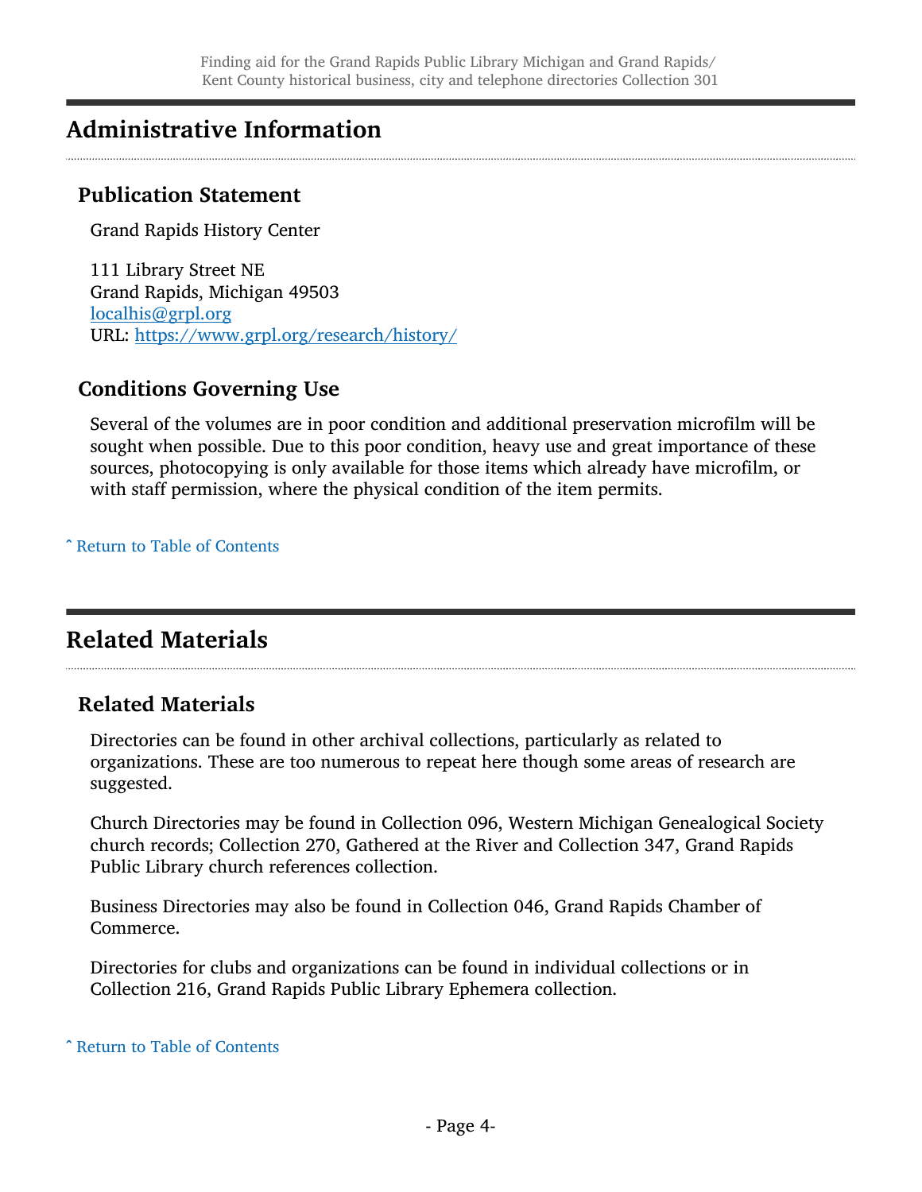## Administrative Information

### Publication Statement

Grand Rapids History Center

111 Library Street NE
Grand Rapids, Michigan 49503
localhis@grpl.org
URL: https://www.grpl.org/research/history/

### Conditions Governing Use

Several of the volumes are in poor condition and additional preservation microfilm will be sought when possible. Due to this poor condition, heavy use and great importance of these sources, photocopying is only available for those items which already have microfilm, or with staff permission, where the physical condition of the item permits.

ˆ Return to Table of Contents

## Related Materials

### Related Materials

Directories can be found in other archival collections, particularly as related to organizations. These are too numerous to repeat here though some areas of research are suggested.

Church Directories may be found in Collection 096, Western Michigan Genealogical Society church records; Collection 270, Gathered at the River and Collection 347, Grand Rapids Public Library church references collection.

Business Directories may also be found in Collection 046, Grand Rapids Chamber of Commerce.

Directories for clubs and organizations can be found in individual collections or in Collection 216, Grand Rapids Public Library Ephemera collection.

ˆ Return to Table of Contents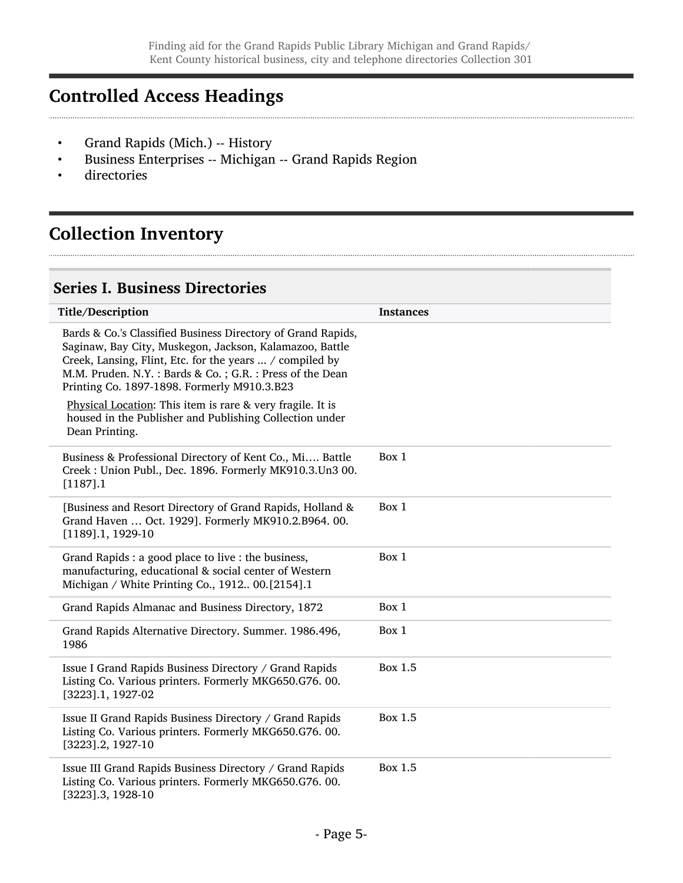## Controlled Access Headings

- Grand Rapids (Mich.) -- History
- Business Enterprises -- Michigan -- Grand Rapids Region
- directories

## Collection Inventory

### Series I. Business Directories

| Title/Description | Instances |
|---|---|
| Bards & Co.'s Classified Business Directory of Grand Rapids, Saginaw, Bay City, Muskegon, Jackson, Kalamazoo, Battle Creek, Lansing, Flint, Etc. for the years ... / compiled by M.M. Pruden. N.Y. : Bards & Co. ; G.R. : Press of the Dean Printing Co. 1897-1898. Formerly M910.3.B23<br><br>Physical Location: This item is rare & very fragile. It is housed in the Publisher and Publishing Collection under Dean Printing. | |
| Business & Professional Directory of Kent Co., Mi…. Battle Creek : Union Publ., Dec. 1896. Formerly MK910.3.Un3 00.[1187].1 | Box 1 |
| [Business and Resort Directory of Grand Rapids, Holland & Grand Haven … Oct. 1929]. Formerly MK910.2.B964. 00.[1189].1, 1929-10 | Box 1 |
| Grand Rapids : a good place to live : the business, manufacturing, educational & social center of Western Michigan / White Printing Co., 1912.. 00.[2154].1 | Box 1 |
| Grand Rapids Almanac and Business Directory, 1872 | Box 1 |
| Grand Rapids Alternative Directory. Summer. 1986.496, 1986 | Box 1 |
| Issue I Grand Rapids Business Directory / Grand Rapids Listing Co. Various printers. Formerly MKG650.G76. 00.[3223].1, 1927-02 | Box 1.5 |
| Issue II Grand Rapids Business Directory / Grand Rapids Listing Co. Various printers. Formerly MKG650.G76. 00.[3223].2, 1927-10 | Box 1.5 |
| Issue III Grand Rapids Business Directory / Grand Rapids Listing Co. Various printers. Formerly MKG650.G76. 00.[3223].3, 1928-10 | Box 1.5 |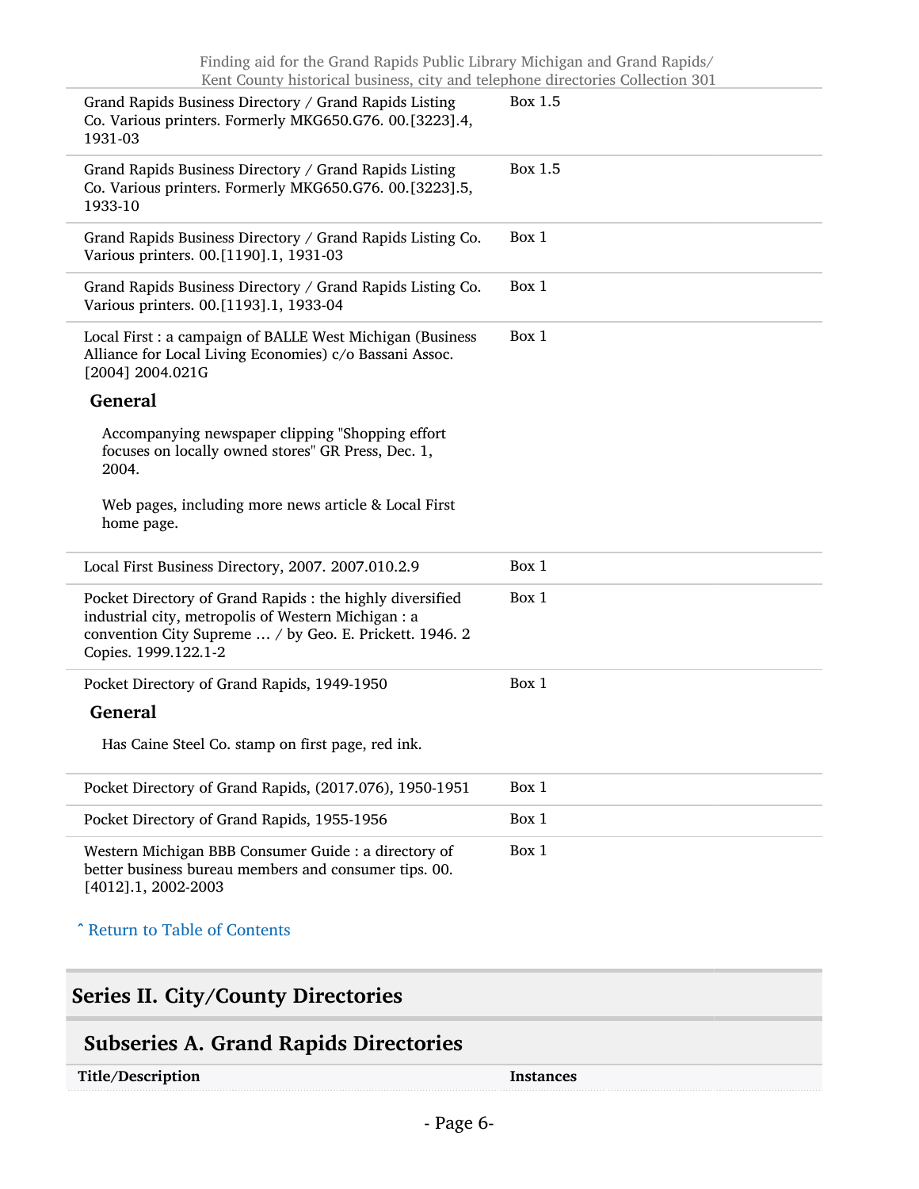| Title/Description | Instances |
| --- | --- |
| Grand Rapids Business Directory / Grand Rapids Listing Co. Various printers. Formerly MKG650.G76. 00.[3223].4, 1931-03 | Box 1.5 |
| Grand Rapids Business Directory / Grand Rapids Listing Co. Various printers. Formerly MKG650.G76. 00.[3223].5, 1933-10 | Box 1.5 |
| Grand Rapids Business Directory / Grand Rapids Listing Co. Various printers. 00.[1190].1, 1931-03 | Box 1 |
| Grand Rapids Business Directory / Grand Rapids Listing Co. Various printers. 00.[1193].1, 1933-04 | Box 1 |
| Local First : a campaign of BALLE West Michigan (Business Alliance for Local Living Economies) c/o Bassani Assoc. [2004] 2004.021G<br><br>**General**<br><br>Accompanying newspaper clipping "Shopping effort focuses on locally owned stores" GR Press, Dec. 1, 2004.<br><br>Web pages, including more news article & Local First home page. | Box 1 |
| Local First Business Directory, 2007. 2007.010.2.9 | Box 1 |
| Pocket Directory of Grand Rapids : the highly diversified industrial city, metropolis of Western Michigan : a convention City Supreme ... / by Geo. E. Prickett. 1946. 2 Copies. 1999.122.1-2 | Box 1 |
| Pocket Directory of Grand Rapids, 1949-1950<br><br>**General**<br><br>Has Caine Steel Co. stamp on first page, red ink. | Box 1 |
| Pocket Directory of Grand Rapids, (2017.076), 1950-1951 | Box 1 |
| Pocket Directory of Grand Rapids, 1955-1956 | Box 1 |
| Western Michigan BBB Consumer Guide : a directory of better business bureau members and consumer tips. 00.[4012].1, 2002-2003 | Box 1 |

ˆ Return to Table of Contents

## Series II. City/County Directories

### Subseries A. Grand Rapids Directories

| Title/Description | Instances |
| --- | --- |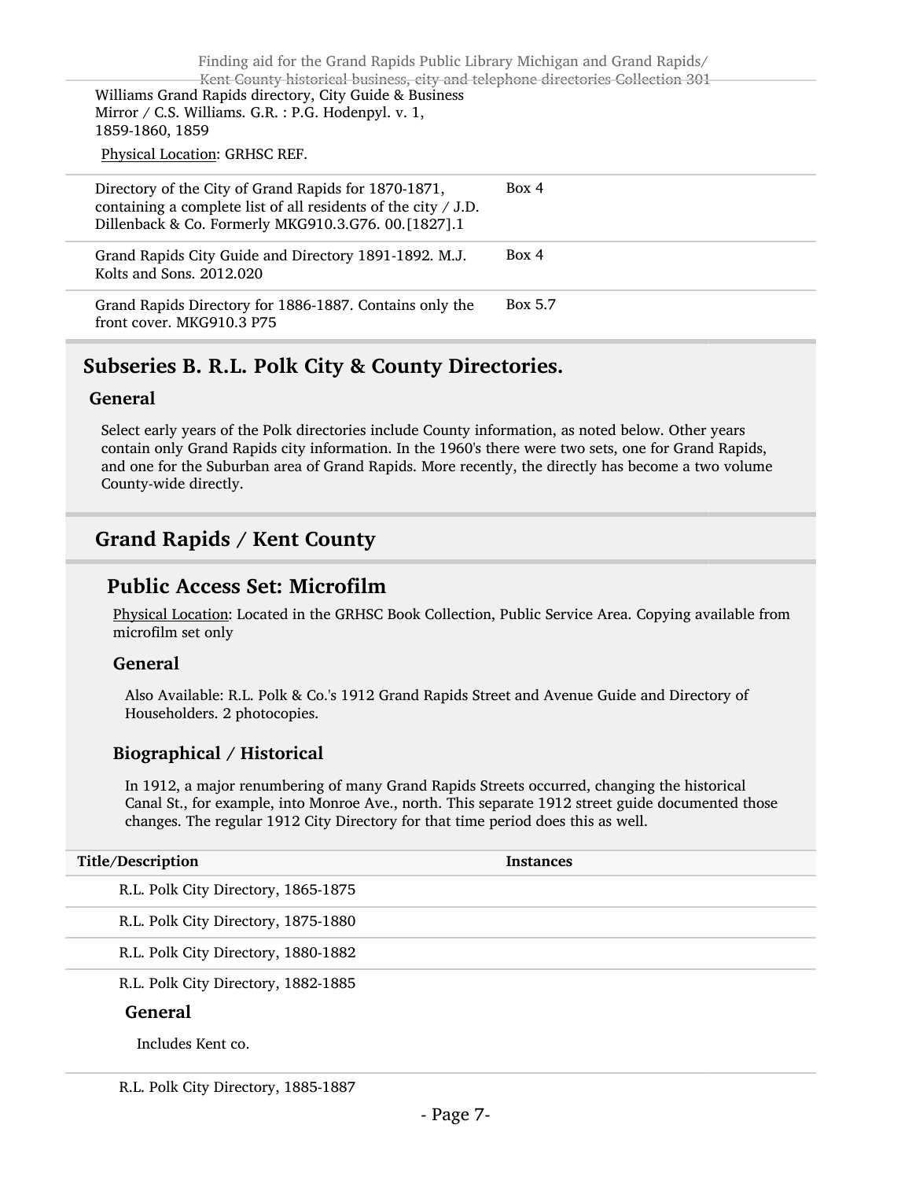Williams Grand Rapids directory, City Guide & Business Mirror / C.S. Williams. G.R. : P.G. Hodenpyl. v. 1, 1859-1860, 1859

Physical Location: GRHSC REF.

| | |
|---|---|
| Directory of the City of Grand Rapids for 1870-1871, containing a complete list of all residents of the city / J.D. Dillenback & Co. Formerly MKG910.3.G76. 00.[1827].1 | Box 4 |
| Grand Rapids City Guide and Directory 1891-1892. M.J. Kolts and Sons. 2012.020 | Box 4 |
| Grand Rapids Directory for 1886-1887. Contains only the front cover. MKG910.3 P75 | Box 5.7 |

## Subseries B. R.L. Polk City & County Directories.

### General

Select early years of the Polk directories include County information, as noted below. Other years contain only Grand Rapids city information. In the 1960's there were two sets, one for Grand Rapids, and one for the Suburban area of Grand Rapids. More recently, the directly has become a two volume County-wide directly.

## Grand Rapids / Kent County

### Public Access Set: Microfilm

Physical Location: Located in the GRHSC Book Collection, Public Service Area. Copying available from microfilm set only

#### General

Also Available: R.L. Polk & Co.'s 1912 Grand Rapids Street and Avenue Guide and Directory of Householders. 2 photocopies.

#### Biographical / Historical

In 1912, a major renumbering of many Grand Rapids Streets occurred, changing the historical Canal St., for example, into Monroe Ave., north. This separate 1912 street guide documented those changes. The regular 1912 City Directory for that time period does this as well.

| Title/Description | Instances |
|---|---|
| R.L. Polk City Directory, 1865-1875 | |
| R.L. Polk City Directory, 1875-1880 | |
| R.L. Polk City Directory, 1880-1882 | |
| R.L. Polk City Directory, 1882-1885<br>**General**<br>Includes Kent co. | |
| R.L. Polk City Directory, 1885-1887 | |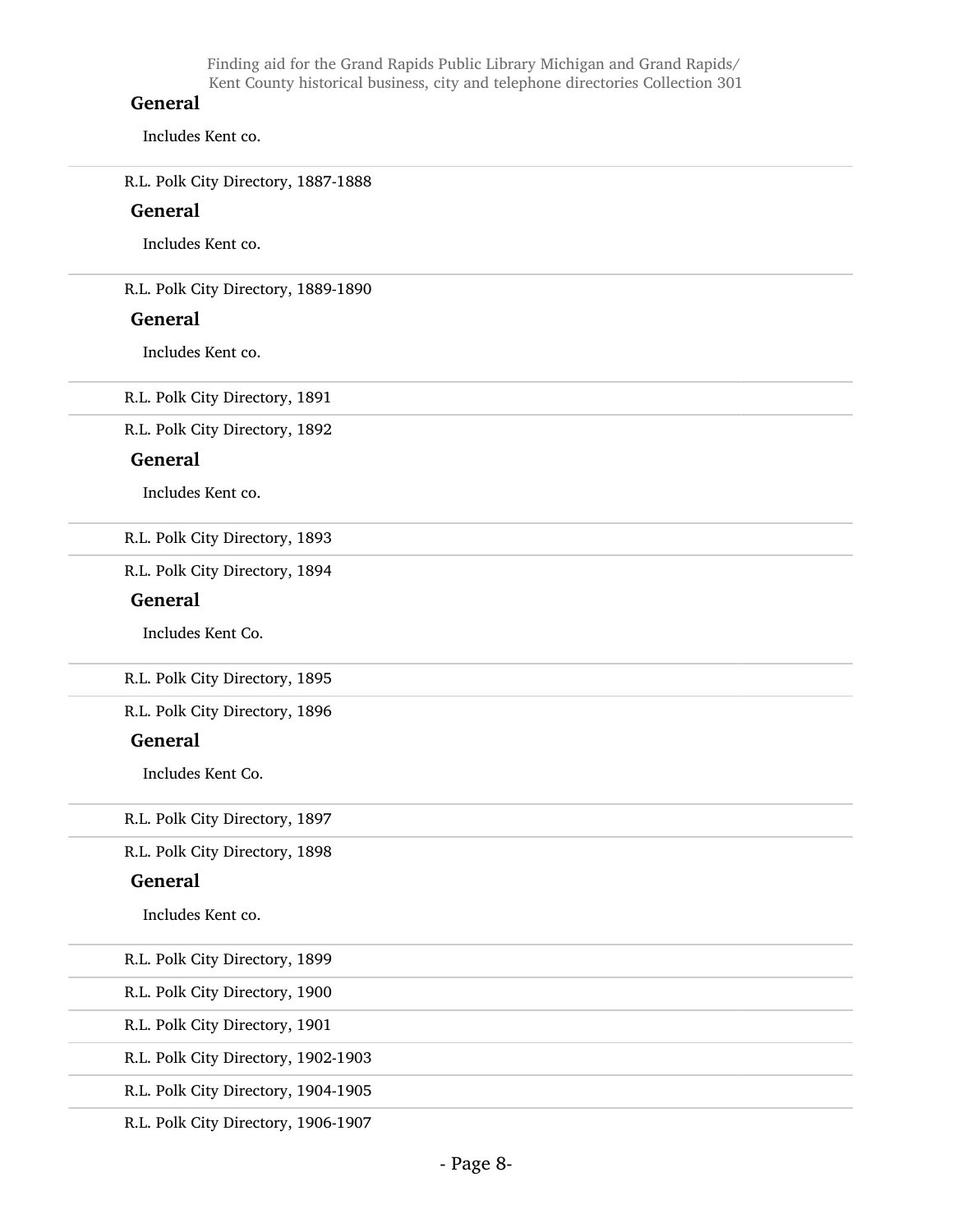**General**

Includes Kent co.

R.L. Polk City Directory, 1887-1888

**General**

Includes Kent co.

R.L. Polk City Directory, 1889-1890

**General**

Includes Kent co.

R.L. Polk City Directory, 1891

R.L. Polk City Directory, 1892

**General**

Includes Kent co.

R.L. Polk City Directory, 1893

R.L. Polk City Directory, 1894

**General**

Includes Kent Co.

R.L. Polk City Directory, 1895

R.L. Polk City Directory, 1896

**General**

Includes Kent Co.

R.L. Polk City Directory, 1897

R.L. Polk City Directory, 1898

**General**

Includes Kent co.

R.L. Polk City Directory, 1899

R.L. Polk City Directory, 1900

R.L. Polk City Directory, 1901

R.L. Polk City Directory, 1902-1903

R.L. Polk City Directory, 1904-1905

R.L. Polk City Directory, 1906-1907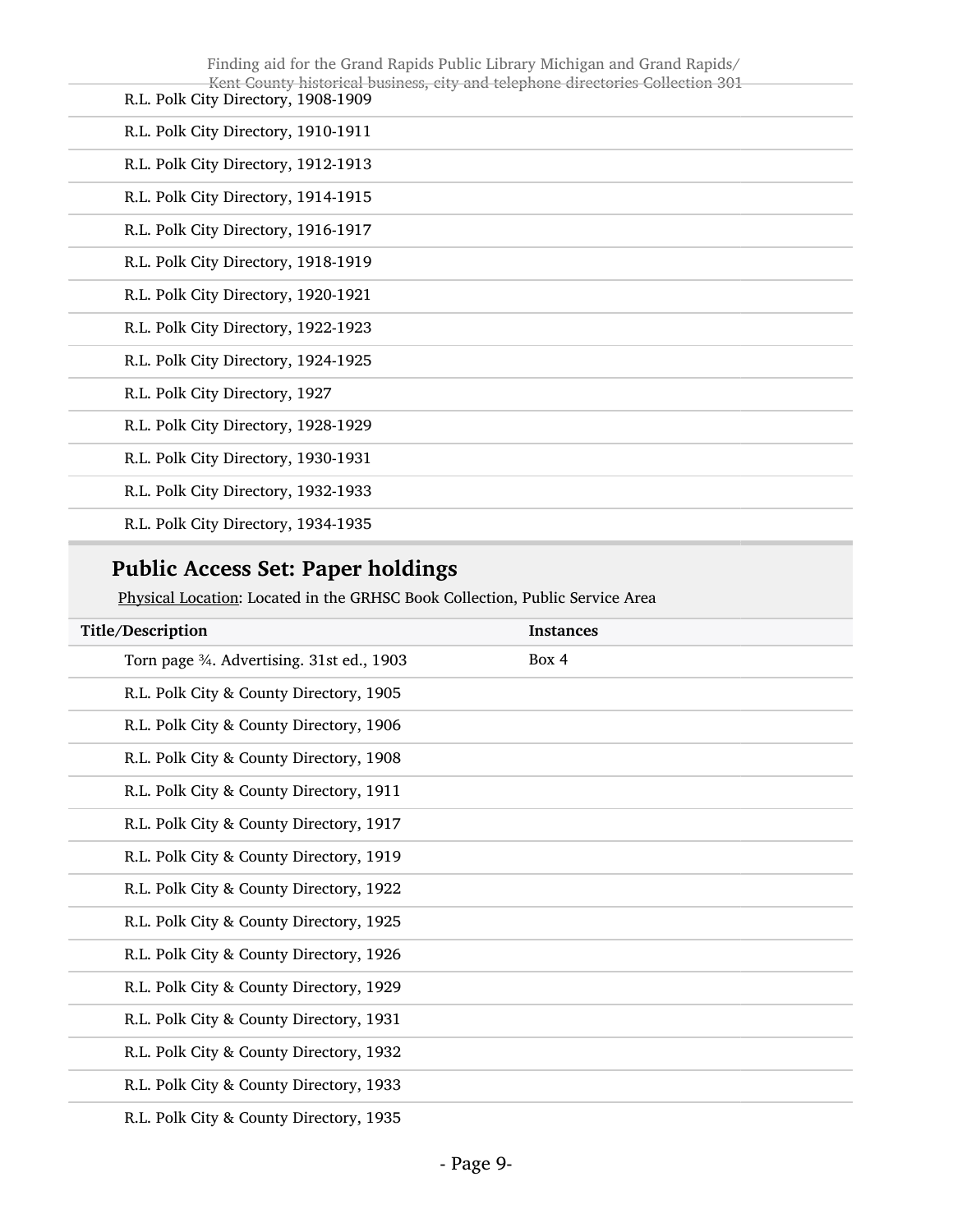| | |
|---|---|
| R.L. Polk City Directory, 1908-1909 | |
| R.L. Polk City Directory, 1910-1911 | |
| R.L. Polk City Directory, 1912-1913 | |
| R.L. Polk City Directory, 1914-1915 | |
| R.L. Polk City Directory, 1916-1917 | |
| R.L. Polk City Directory, 1918-1919 | |
| R.L. Polk City Directory, 1920-1921 | |
| R.L. Polk City Directory, 1922-1923 | |
| R.L. Polk City Directory, 1924-1925 | |
| R.L. Polk City Directory, 1927 | |
| R.L. Polk City Directory, 1928-1929 | |
| R.L. Polk City Directory, 1930-1931 | |
| R.L. Polk City Directory, 1932-1933 | |
| R.L. Polk City Directory, 1934-1935 | |

## Public Access Set: Paper holdings

Physical Location: Located in the GRHSC Book Collection, Public Service Area

| Title/Description | Instances |
|---|---|
| Torn page ¾. Advertising. 31st ed., 1903 | Box 4 |
| R.L. Polk City & County Directory, 1905 | |
| R.L. Polk City & County Directory, 1906 | |
| R.L. Polk City & County Directory, 1908 | |
| R.L. Polk City & County Directory, 1911 | |
| R.L. Polk City & County Directory, 1917 | |
| R.L. Polk City & County Directory, 1919 | |
| R.L. Polk City & County Directory, 1922 | |
| R.L. Polk City & County Directory, 1925 | |
| R.L. Polk City & County Directory, 1926 | |
| R.L. Polk City & County Directory, 1929 | |
| R.L. Polk City & County Directory, 1931 | |
| R.L. Polk City & County Directory, 1932 | |
| R.L. Polk City & County Directory, 1933 | |
| R.L. Polk City & County Directory, 1935 | |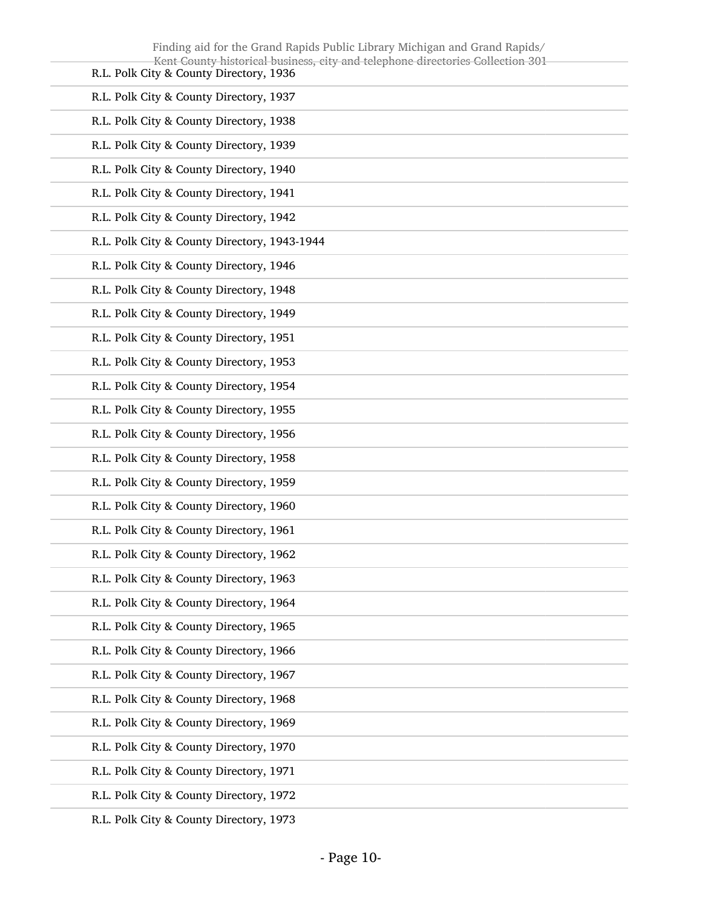R.L. Polk City & County Directory, 1936

R.L. Polk City & County Directory, 1937

R.L. Polk City & County Directory, 1938

R.L. Polk City & County Directory, 1939

R.L. Polk City & County Directory, 1940

R.L. Polk City & County Directory, 1941

R.L. Polk City & County Directory, 1942

R.L. Polk City & County Directory, 1943-1944

R.L. Polk City & County Directory, 1946

R.L. Polk City & County Directory, 1948

R.L. Polk City & County Directory, 1949

R.L. Polk City & County Directory, 1951

R.L. Polk City & County Directory, 1953

R.L. Polk City & County Directory, 1954

R.L. Polk City & County Directory, 1955

R.L. Polk City & County Directory, 1956

R.L. Polk City & County Directory, 1958

R.L. Polk City & County Directory, 1959

R.L. Polk City & County Directory, 1960

R.L. Polk City & County Directory, 1961

R.L. Polk City & County Directory, 1962

R.L. Polk City & County Directory, 1963

R.L. Polk City & County Directory, 1964

R.L. Polk City & County Directory, 1965

R.L. Polk City & County Directory, 1966

R.L. Polk City & County Directory, 1967

R.L. Polk City & County Directory, 1968

R.L. Polk City & County Directory, 1969

R.L. Polk City & County Directory, 1970

R.L. Polk City & County Directory, 1971

R.L. Polk City & County Directory, 1972

R.L. Polk City & County Directory, 1973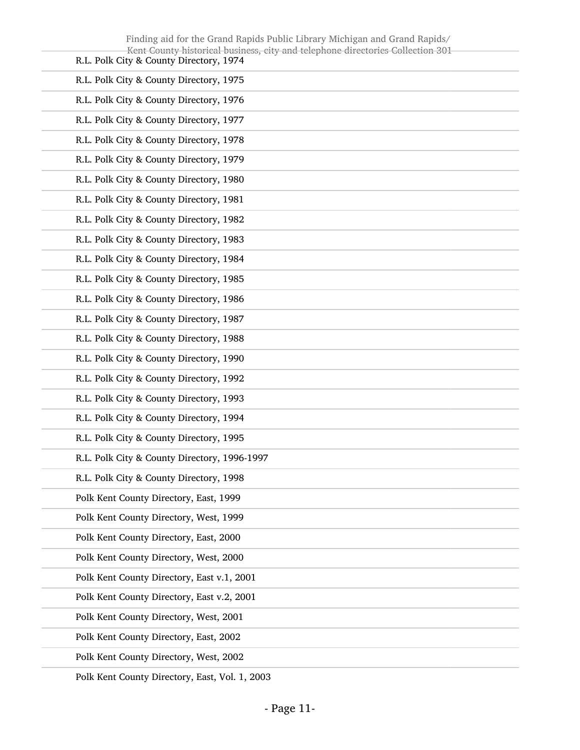R.L. Polk City & County Directory, 1974

R.L. Polk City & County Directory, 1975

R.L. Polk City & County Directory, 1976

R.L. Polk City & County Directory, 1977

R.L. Polk City & County Directory, 1978

R.L. Polk City & County Directory, 1979

R.L. Polk City & County Directory, 1980

R.L. Polk City & County Directory, 1981

R.L. Polk City & County Directory, 1982

R.L. Polk City & County Directory, 1983

R.L. Polk City & County Directory, 1984

R.L. Polk City & County Directory, 1985

R.L. Polk City & County Directory, 1986

R.L. Polk City & County Directory, 1987

R.L. Polk City & County Directory, 1988

R.L. Polk City & County Directory, 1990

R.L. Polk City & County Directory, 1992

R.L. Polk City & County Directory, 1993

R.L. Polk City & County Directory, 1994

R.L. Polk City & County Directory, 1995

R.L. Polk City & County Directory, 1996-1997

R.L. Polk City & County Directory, 1998

Polk Kent County Directory, East, 1999

Polk Kent County Directory, West, 1999

Polk Kent County Directory, East, 2000

Polk Kent County Directory, West, 2000

Polk Kent County Directory, East v.1, 2001

Polk Kent County Directory, East v.2, 2001

Polk Kent County Directory, West, 2001

Polk Kent County Directory, East, 2002

Polk Kent County Directory, West, 2002

Polk Kent County Directory, East, Vol. 1, 2003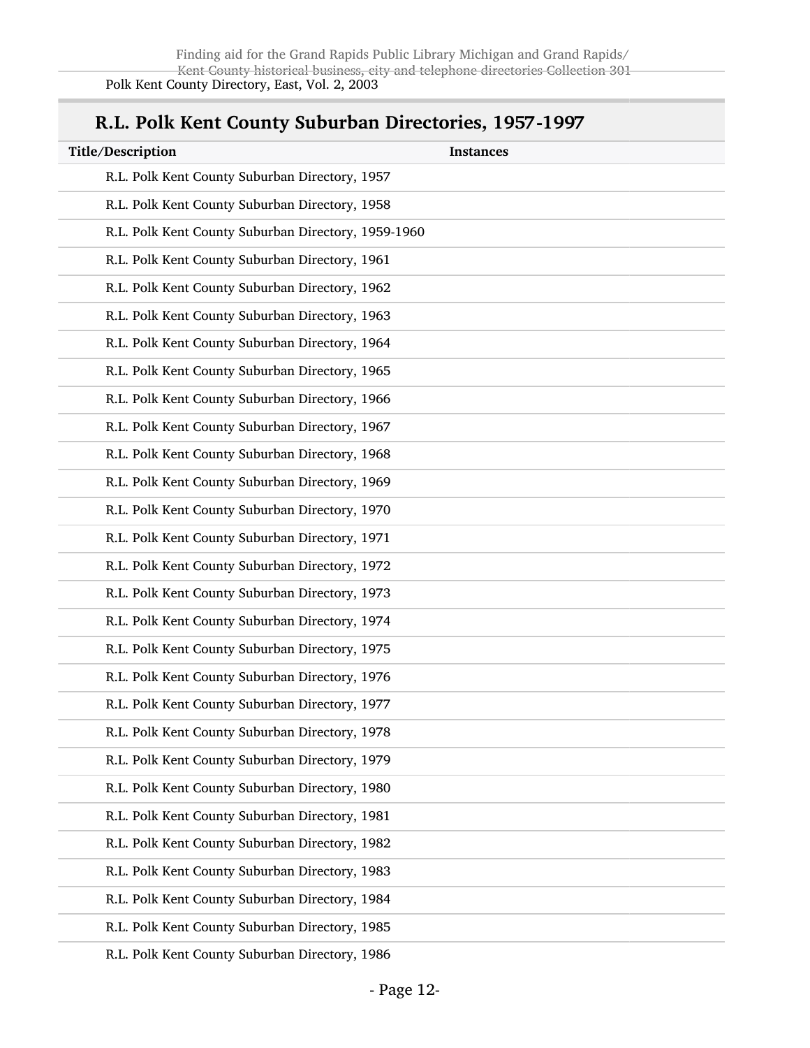Polk Kent County Directory, East, Vol. 2, 2003

## R.L. Polk Kent County Suburban Directories, 1957-1997

| Title/Description | Instances |
| --- | --- |
| R.L. Polk Kent County Suburban Directory, 1957 | |
| R.L. Polk Kent County Suburban Directory, 1958 | |
| R.L. Polk Kent County Suburban Directory, 1959-1960 | |
| R.L. Polk Kent County Suburban Directory, 1961 | |
| R.L. Polk Kent County Suburban Directory, 1962 | |
| R.L. Polk Kent County Suburban Directory, 1963 | |
| R.L. Polk Kent County Suburban Directory, 1964 | |
| R.L. Polk Kent County Suburban Directory, 1965 | |
| R.L. Polk Kent County Suburban Directory, 1966 | |
| R.L. Polk Kent County Suburban Directory, 1967 | |
| R.L. Polk Kent County Suburban Directory, 1968 | |
| R.L. Polk Kent County Suburban Directory, 1969 | |
| R.L. Polk Kent County Suburban Directory, 1970 | |
| R.L. Polk Kent County Suburban Directory, 1971 | |
| R.L. Polk Kent County Suburban Directory, 1972 | |
| R.L. Polk Kent County Suburban Directory, 1973 | |
| R.L. Polk Kent County Suburban Directory, 1974 | |
| R.L. Polk Kent County Suburban Directory, 1975 | |
| R.L. Polk Kent County Suburban Directory, 1976 | |
| R.L. Polk Kent County Suburban Directory, 1977 | |
| R.L. Polk Kent County Suburban Directory, 1978 | |
| R.L. Polk Kent County Suburban Directory, 1979 | |
| R.L. Polk Kent County Suburban Directory, 1980 | |
| R.L. Polk Kent County Suburban Directory, 1981 | |
| R.L. Polk Kent County Suburban Directory, 1982 | |
| R.L. Polk Kent County Suburban Directory, 1983 | |
| R.L. Polk Kent County Suburban Directory, 1984 | |
| R.L. Polk Kent County Suburban Directory, 1985 | |
| R.L. Polk Kent County Suburban Directory, 1986 | |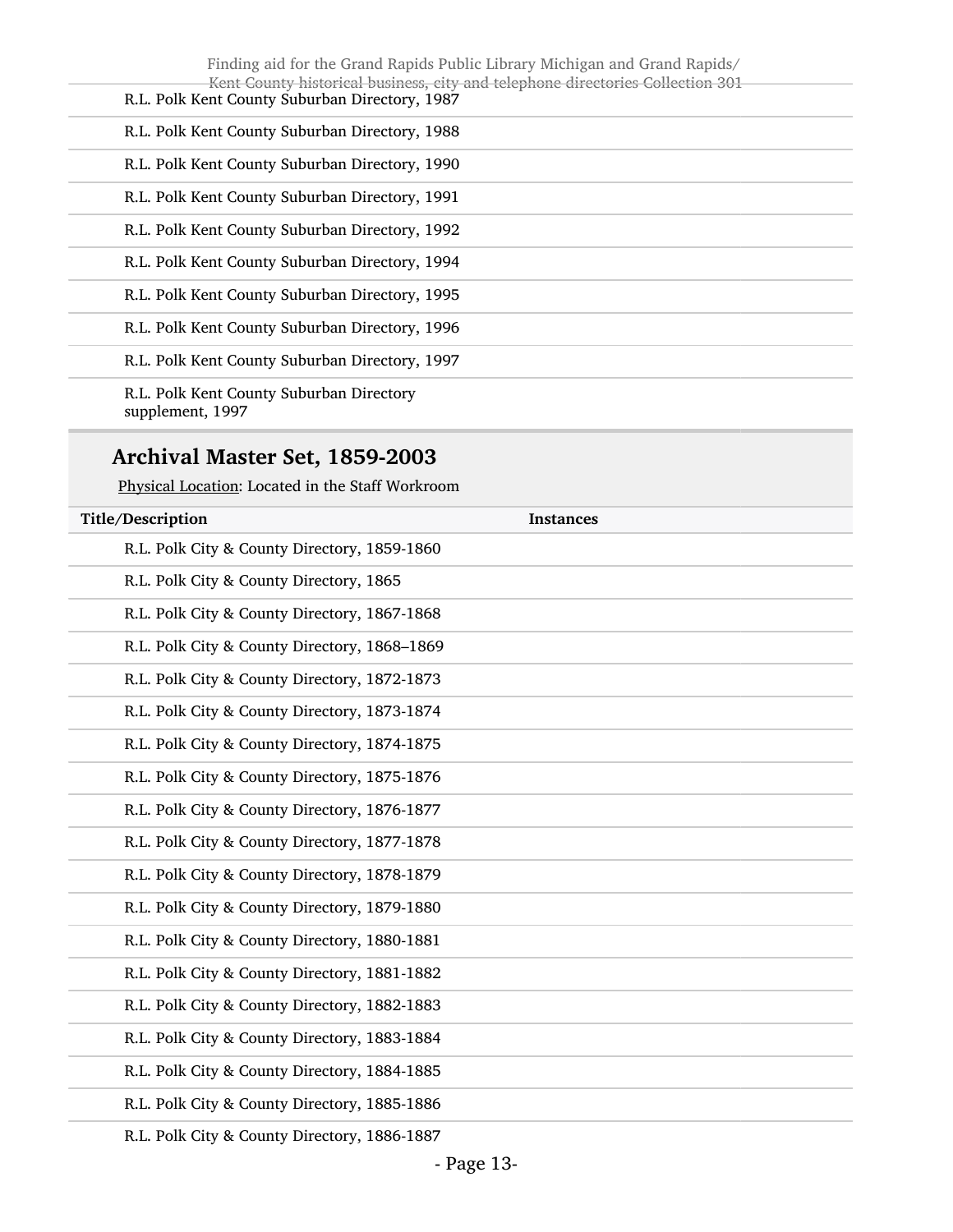| | |
|---|---|
| R.L. Polk Kent County Suburban Directory, 1987 | |
| R.L. Polk Kent County Suburban Directory, 1988 | |
| R.L. Polk Kent County Suburban Directory, 1990 | |
| R.L. Polk Kent County Suburban Directory, 1991 | |
| R.L. Polk Kent County Suburban Directory, 1992 | |
| R.L. Polk Kent County Suburban Directory, 1994 | |
| R.L. Polk Kent County Suburban Directory, 1995 | |
| R.L. Polk Kent County Suburban Directory, 1996 | |
| R.L. Polk Kent County Suburban Directory, 1997 | |
| R.L. Polk Kent County Suburban Directory supplement, 1997 | |

## Archival Master Set, 1859-2003

Physical Location: Located in the Staff Workroom

| Title/Description | Instances |
|---|---|
| R.L. Polk City & County Directory, 1859-1860 | |
| R.L. Polk City & County Directory, 1865 | |
| R.L. Polk City & County Directory, 1867-1868 | |
| R.L. Polk City & County Directory, 1868–1869 | |
| R.L. Polk City & County Directory, 1872-1873 | |
| R.L. Polk City & County Directory, 1873-1874 | |
| R.L. Polk City & County Directory, 1874-1875 | |
| R.L. Polk City & County Directory, 1875-1876 | |
| R.L. Polk City & County Directory, 1876-1877 | |
| R.L. Polk City & County Directory, 1877-1878 | |
| R.L. Polk City & County Directory, 1878-1879 | |
| R.L. Polk City & County Directory, 1879-1880 | |
| R.L. Polk City & County Directory, 1880-1881 | |
| R.L. Polk City & County Directory, 1881-1882 | |
| R.L. Polk City & County Directory, 1882-1883 | |
| R.L. Polk City & County Directory, 1883-1884 | |
| R.L. Polk City & County Directory, 1884-1885 | |
| R.L. Polk City & County Directory, 1885-1886 | |
| R.L. Polk City & County Directory, 1886-1887 | |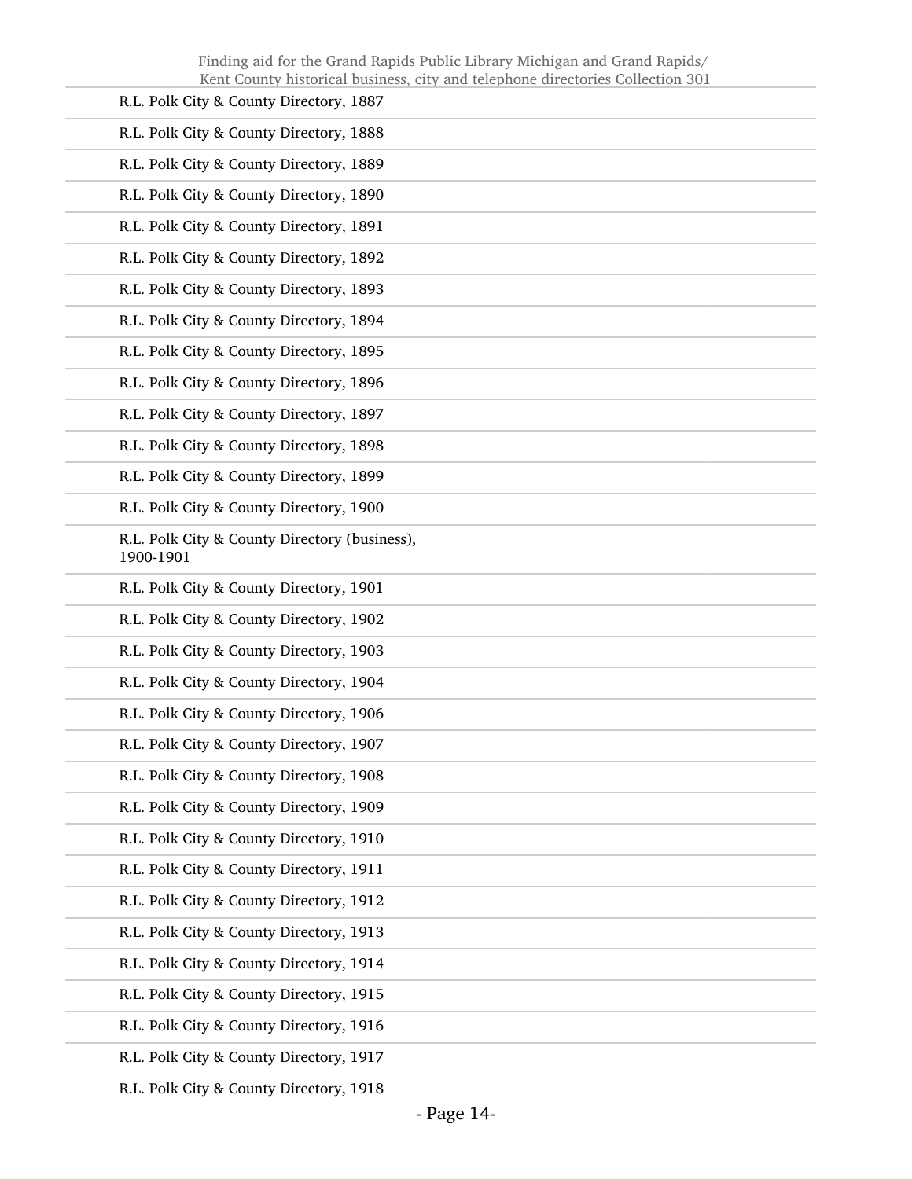R.L. Polk City & County Directory, 1887

R.L. Polk City & County Directory, 1888

R.L. Polk City & County Directory, 1889

R.L. Polk City & County Directory, 1890

R.L. Polk City & County Directory, 1891

R.L. Polk City & County Directory, 1892

R.L. Polk City & County Directory, 1893

R.L. Polk City & County Directory, 1894

R.L. Polk City & County Directory, 1895

R.L. Polk City & County Directory, 1896

R.L. Polk City & County Directory, 1897

R.L. Polk City & County Directory, 1898

R.L. Polk City & County Directory, 1899

R.L. Polk City & County Directory, 1900

R.L. Polk City & County Directory (business), 1900-1901

R.L. Polk City & County Directory, 1901

R.L. Polk City & County Directory, 1902

R.L. Polk City & County Directory, 1903

R.L. Polk City & County Directory, 1904

R.L. Polk City & County Directory, 1906

R.L. Polk City & County Directory, 1907

R.L. Polk City & County Directory, 1908

R.L. Polk City & County Directory, 1909

R.L. Polk City & County Directory, 1910

R.L. Polk City & County Directory, 1911

R.L. Polk City & County Directory, 1912

R.L. Polk City & County Directory, 1913

R.L. Polk City & County Directory, 1914

R.L. Polk City & County Directory, 1915

R.L. Polk City & County Directory, 1916

R.L. Polk City & County Directory, 1917

R.L. Polk City & County Directory, 1918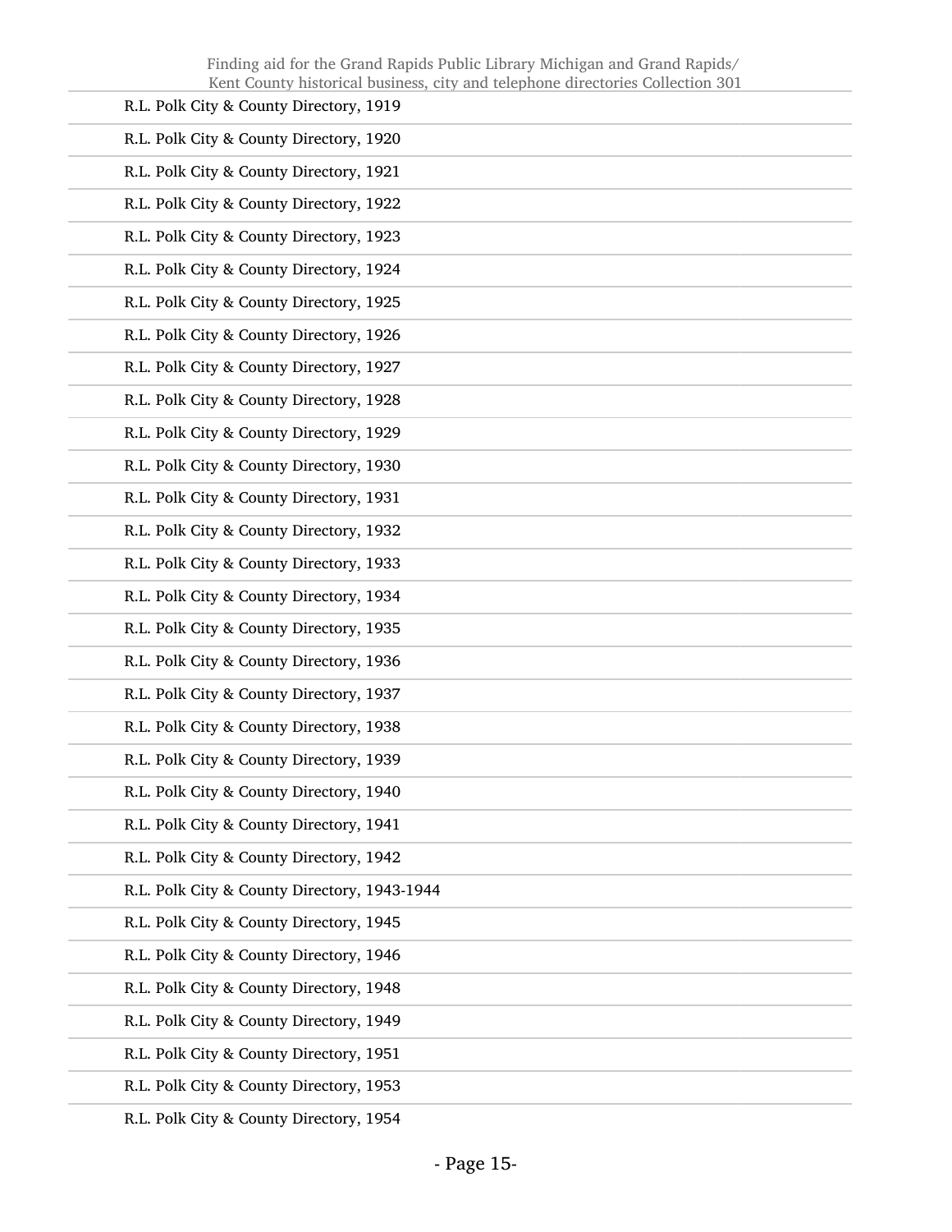R.L. Polk City & County Directory, 1919

R.L. Polk City & County Directory, 1920

R.L. Polk City & County Directory, 1921

R.L. Polk City & County Directory, 1922

R.L. Polk City & County Directory, 1923

R.L. Polk City & County Directory, 1924

R.L. Polk City & County Directory, 1925

R.L. Polk City & County Directory, 1926

R.L. Polk City & County Directory, 1927

R.L. Polk City & County Directory, 1928

R.L. Polk City & County Directory, 1929

R.L. Polk City & County Directory, 1930

R.L. Polk City & County Directory, 1931

R.L. Polk City & County Directory, 1932

R.L. Polk City & County Directory, 1933

R.L. Polk City & County Directory, 1934

R.L. Polk City & County Directory, 1935

R.L. Polk City & County Directory, 1936

R.L. Polk City & County Directory, 1937

R.L. Polk City & County Directory, 1938

R.L. Polk City & County Directory, 1939

R.L. Polk City & County Directory, 1940

R.L. Polk City & County Directory, 1941

R.L. Polk City & County Directory, 1942

R.L. Polk City & County Directory, 1943-1944

R.L. Polk City & County Directory, 1945

R.L. Polk City & County Directory, 1946

R.L. Polk City & County Directory, 1948

R.L. Polk City & County Directory, 1949

R.L. Polk City & County Directory, 1951

R.L. Polk City & County Directory, 1953

R.L. Polk City & County Directory, 1954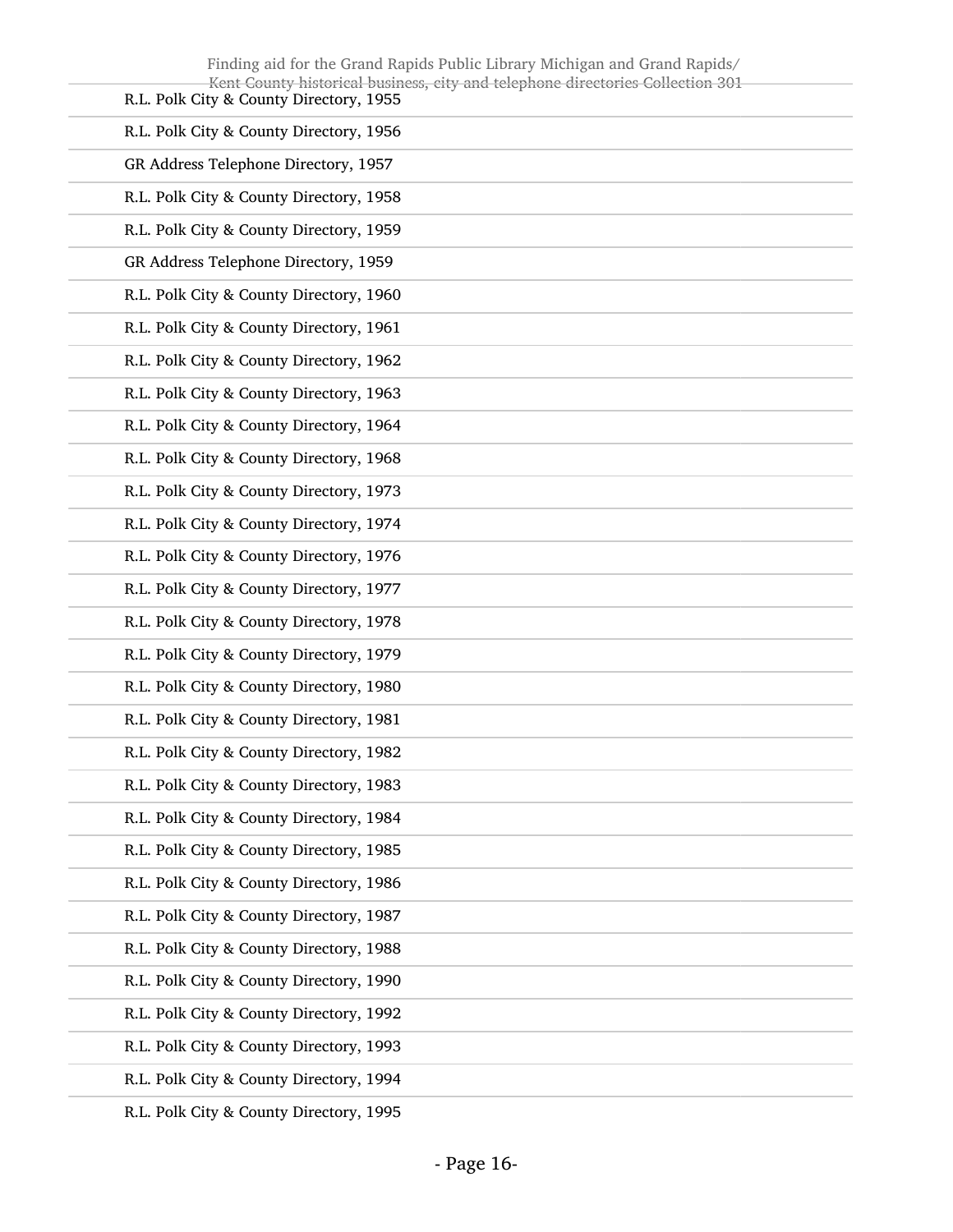R.L. Polk City & County Directory, 1955

R.L. Polk City & County Directory, 1956

GR Address Telephone Directory, 1957

R.L. Polk City & County Directory, 1958

R.L. Polk City & County Directory, 1959

GR Address Telephone Directory, 1959

R.L. Polk City & County Directory, 1960

R.L. Polk City & County Directory, 1961

R.L. Polk City & County Directory, 1962

R.L. Polk City & County Directory, 1963

R.L. Polk City & County Directory, 1964

R.L. Polk City & County Directory, 1968

R.L. Polk City & County Directory, 1973

R.L. Polk City & County Directory, 1974

R.L. Polk City & County Directory, 1976

R.L. Polk City & County Directory, 1977

R.L. Polk City & County Directory, 1978

R.L. Polk City & County Directory, 1979

R.L. Polk City & County Directory, 1980

R.L. Polk City & County Directory, 1981

R.L. Polk City & County Directory, 1982

R.L. Polk City & County Directory, 1983

R.L. Polk City & County Directory, 1984

R.L. Polk City & County Directory, 1985

R.L. Polk City & County Directory, 1986

R.L. Polk City & County Directory, 1987

R.L. Polk City & County Directory, 1988

R.L. Polk City & County Directory, 1990

R.L. Polk City & County Directory, 1992

R.L. Polk City & County Directory, 1993

R.L. Polk City & County Directory, 1994

R.L. Polk City & County Directory, 1995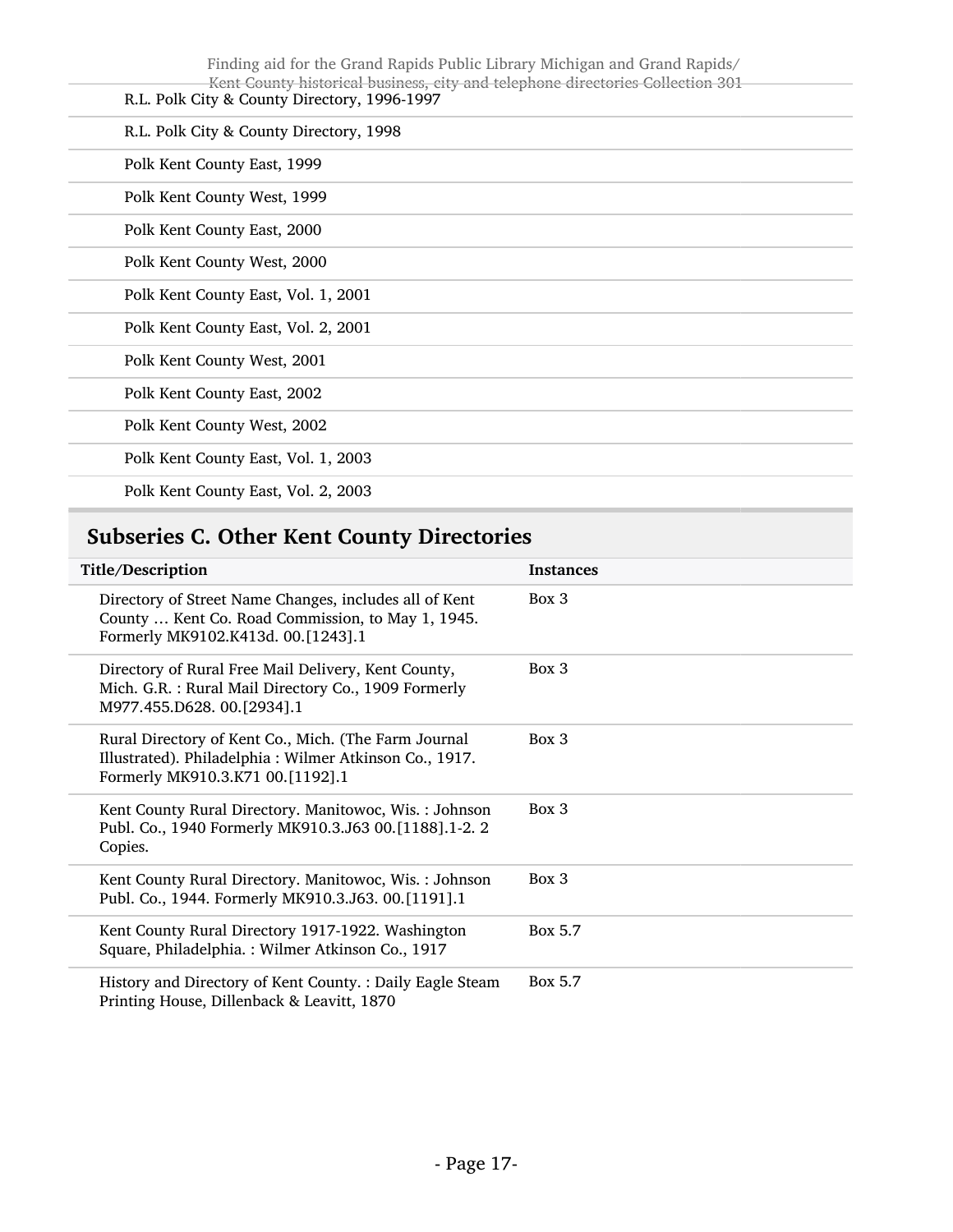R.L. Polk City & County Directory, 1996-1997

R.L. Polk City & County Directory, 1998

Polk Kent County East, 1999

Polk Kent County West, 1999

Polk Kent County East, 2000

Polk Kent County West, 2000

Polk Kent County East, Vol. 1, 2001

Polk Kent County East, Vol. 2, 2001

Polk Kent County West, 2001

Polk Kent County East, 2002

Polk Kent County West, 2002

Polk Kent County East, Vol. 1, 2003

Polk Kent County East, Vol. 2, 2003

## Subseries C. Other Kent County Directories

| Title/Description | Instances |
|---|---|
| Directory of Street Name Changes, includes all of Kent County … Kent Co. Road Commission, to May 1, 1945. Formerly MK9102.K413d. 00.[1243].1 | Box 3 |
| Directory of Rural Free Mail Delivery, Kent County, Mich. G.R. : Rural Mail Directory Co., 1909 Formerly M977.455.D628. 00.[2934].1 | Box 3 |
| Rural Directory of Kent Co., Mich. (The Farm Journal Illustrated). Philadelphia : Wilmer Atkinson Co., 1917. Formerly MK910.3.K71 00.[1192].1 | Box 3 |
| Kent County Rural Directory. Manitowoc, Wis. : Johnson Publ. Co., 1940 Formerly MK910.3.J63 00.[1188].1-2. 2 Copies. | Box 3 |
| Kent County Rural Directory. Manitowoc, Wis. : Johnson Publ. Co., 1944. Formerly MK910.3.J63. 00.[1191].1 | Box 3 |
| Kent County Rural Directory 1917-1922. Washington Square, Philadelphia. : Wilmer Atkinson Co., 1917 | Box 5.7 |
| History and Directory of Kent County. : Daily Eagle Steam Printing House, Dillenback & Leavitt, 1870 | Box 5.7 |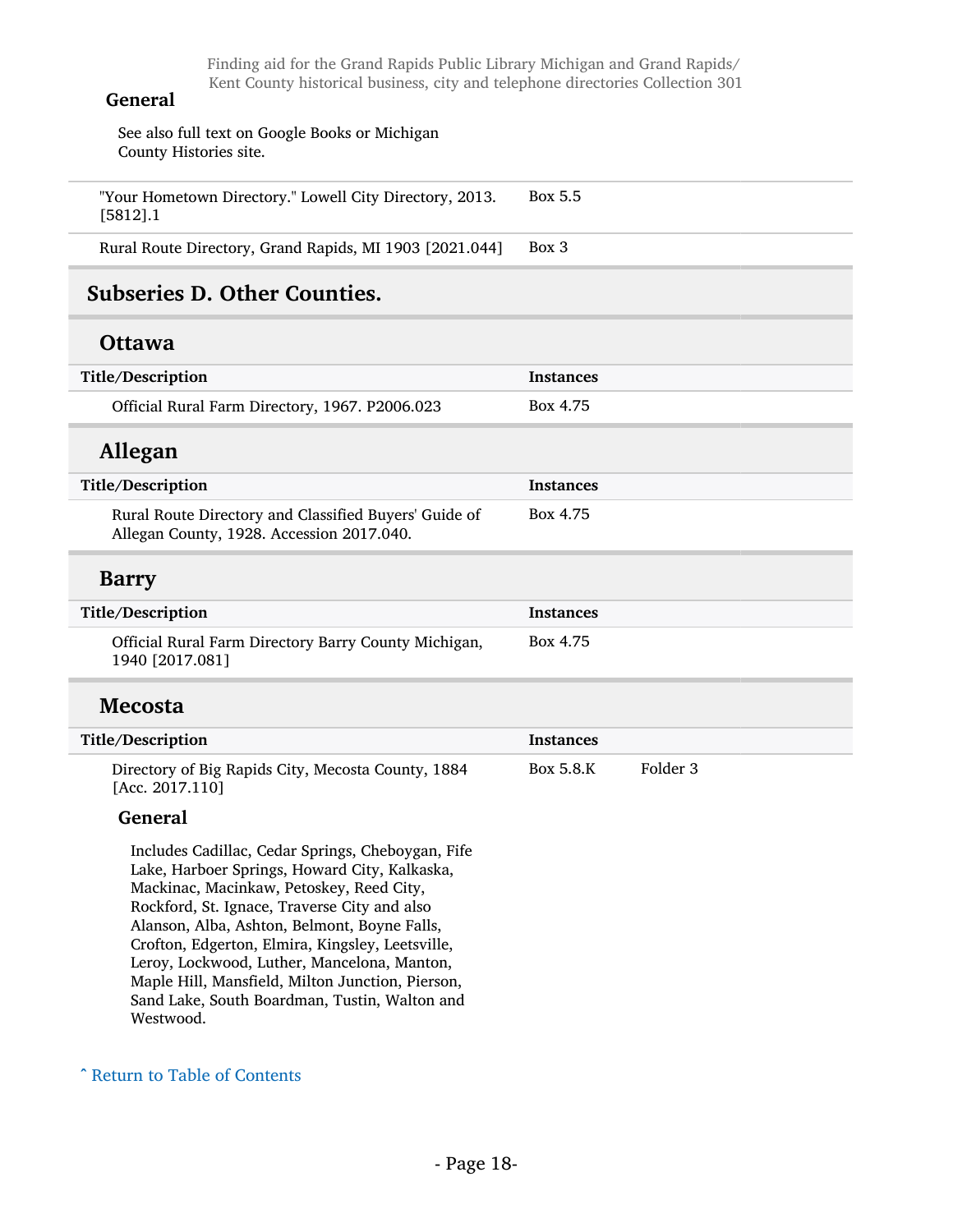**General**

See also full text on Google Books or Michigan County Histories site.

| | |
|---|---|
| "Your Hometown Directory." Lowell City Directory, 2013. [5812].1 | Box 5.5 |
| Rural Route Directory, Grand Rapids, MI 1903 [2021.044] | Box 3 |

## Subseries D. Other Counties.

### Ottawa

| Title/Description | Instances |
|---|---|
| Official Rural Farm Directory, 1967. P2006.023 | Box 4.75 |

### Allegan

| Title/Description | Instances |
|---|---|
| Rural Route Directory and Classified Buyers' Guide of Allegan County, 1928. Accession 2017.040. | Box 4.75 |

### Barry

| Title/Description | Instances |
|---|---|
| Official Rural Farm Directory Barry County Michigan, 1940 [2017.081] | Box 4.75 |

### Mecosta

| Title/Description | Instances | |
|---|---|---|
| Directory of Big Rapids City, Mecosta County, 1884 [Acc. 2017.110] | Box 5.8.K | Folder 3 |

**General**

Includes Cadillac, Cedar Springs, Cheboygan, Fife Lake, Harboer Springs, Howard City, Kalkaska, Mackinac, Macinkaw, Petoskey, Reed City, Rockford, St. Ignace, Traverse City and also Alanson, Alba, Ashton, Belmont, Boyne Falls, Crofton, Edgerton, Elmira, Kingsley, Leetsville, Leroy, Lockwood, Luther, Mancelona, Manton, Maple Hill, Mansfield, Milton Junction, Pierson, Sand Lake, South Boardman, Tustin, Walton and Westwood.

ˆ Return to Table of Contents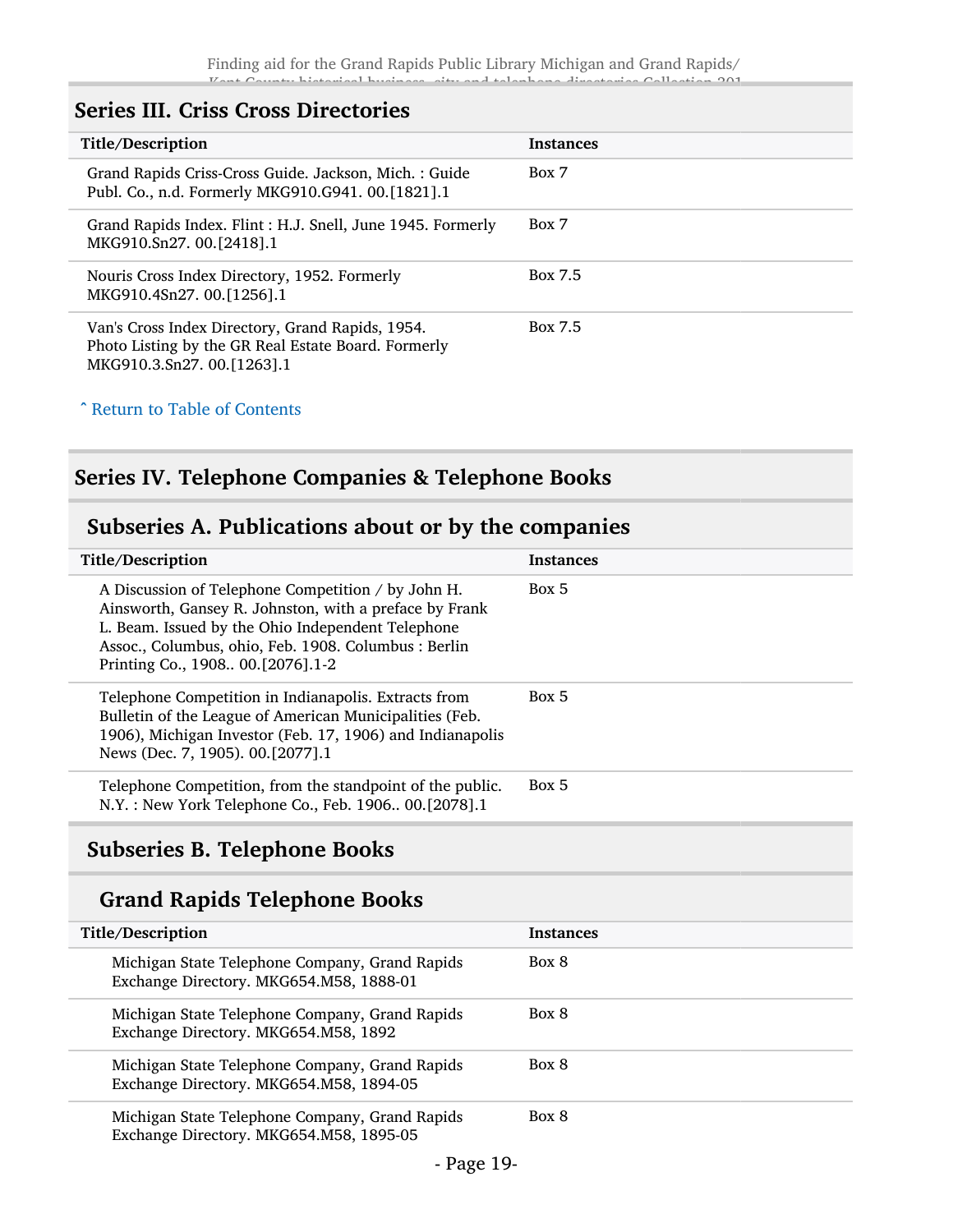## Series III. Criss Cross Directories

| Title/Description | Instances |
|---|---|
| Grand Rapids Criss-Cross Guide. Jackson, Mich. : Guide Publ. Co., n.d. Formerly MKG910.G941. 00.[1821].1 | Box 7 |
| Grand Rapids Index. Flint : H.J. Snell, June 1945. Formerly MKG910.Sn27. 00.[2418].1 | Box 7 |
| Nouris Cross Index Directory, 1952. Formerly MKG910.4Sn27. 00.[1256].1 | Box 7.5 |
| Van's Cross Index Directory, Grand Rapids, 1954. Photo Listing by the GR Real Estate Board. Formerly MKG910.3.Sn27. 00.[1263].1 | Box 7.5 |

ˆ Return to Table of Contents

## Series IV. Telephone Companies & Telephone Books

### Subseries A. Publications about or by the companies

| Title/Description | Instances |
|---|---|
| A Discussion of Telephone Competition / by John H. Ainsworth, Gansey R. Johnston, with a preface by Frank L. Beam. Issued by the Ohio Independent Telephone Assoc., Columbus, ohio, Feb. 1908. Columbus : Berlin Printing Co., 1908.. 00.[2076].1-2 | Box 5 |
| Telephone Competition in Indianapolis. Extracts from Bulletin of the League of American Municipalities (Feb. 1906), Michigan Investor (Feb. 17, 1906) and Indianapolis News (Dec. 7, 1905). 00.[2077].1 | Box 5 |
| Telephone Competition, from the standpoint of the public. N.Y. : New York Telephone Co., Feb. 1906.. 00.[2078].1 | Box 5 |

### Subseries B. Telephone Books

#### Grand Rapids Telephone Books

| Title/Description | Instances |
|---|---|
| Michigan State Telephone Company, Grand Rapids Exchange Directory. MKG654.M58, 1888-01 | Box 8 |
| Michigan State Telephone Company, Grand Rapids Exchange Directory. MKG654.M58, 1892 | Box 8 |
| Michigan State Telephone Company, Grand Rapids Exchange Directory. MKG654.M58, 1894-05 | Box 8 |
| Michigan State Telephone Company, Grand Rapids Exchange Directory. MKG654.M58, 1895-05 | Box 8 |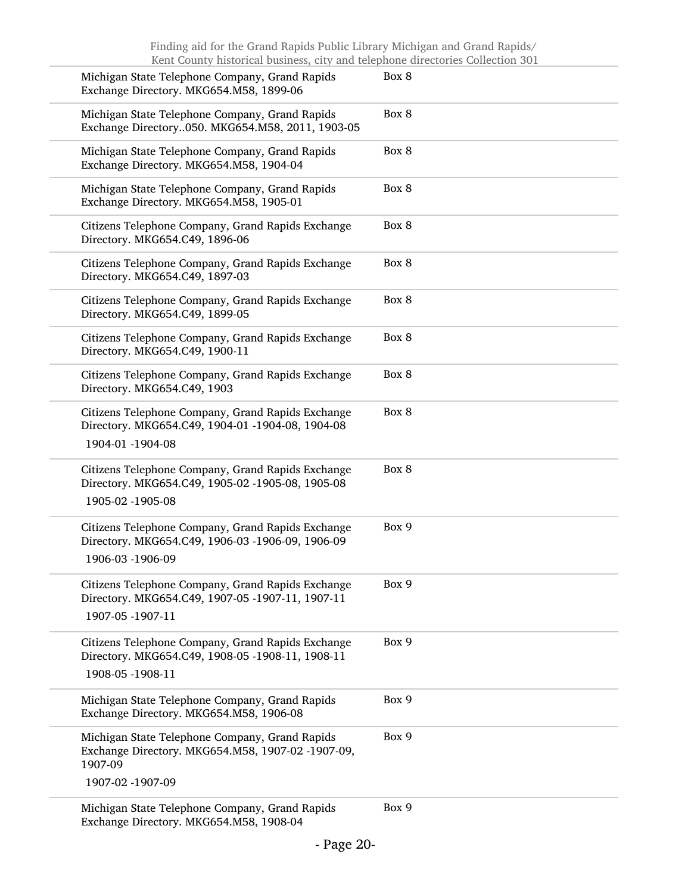| | |
|---|---|
| Michigan State Telephone Company, Grand Rapids Exchange Directory. MKG654.M58, 1899-06 | Box 8 |
| Michigan State Telephone Company, Grand Rapids Exchange Directory..050. MKG654.M58, 2011, 1903-05 | Box 8 |
| Michigan State Telephone Company, Grand Rapids Exchange Directory. MKG654.M58, 1904-04 | Box 8 |
| Michigan State Telephone Company, Grand Rapids Exchange Directory. MKG654.M58, 1905-01 | Box 8 |
| Citizens Telephone Company, Grand Rapids Exchange Directory. MKG654.C49, 1896-06 | Box 8 |
| Citizens Telephone Company, Grand Rapids Exchange Directory. MKG654.C49, 1897-03 | Box 8 |
| Citizens Telephone Company, Grand Rapids Exchange Directory. MKG654.C49, 1899-05 | Box 8 |
| Citizens Telephone Company, Grand Rapids Exchange Directory. MKG654.C49, 1900-11 | Box 8 |
| Citizens Telephone Company, Grand Rapids Exchange Directory. MKG654.C49, 1903 | Box 8 |
| Citizens Telephone Company, Grand Rapids Exchange Directory. MKG654.C49, 1904-01 -1904-08, 1904-08<br>1904-01 -1904-08 | Box 8 |
| Citizens Telephone Company, Grand Rapids Exchange Directory. MKG654.C49, 1905-02 -1905-08, 1905-08<br>1905-02 -1905-08 | Box 8 |
| Citizens Telephone Company, Grand Rapids Exchange Directory. MKG654.C49, 1906-03 -1906-09, 1906-09<br>1906-03 -1906-09 | Box 9 |
| Citizens Telephone Company, Grand Rapids Exchange Directory. MKG654.C49, 1907-05 -1907-11, 1907-11<br>1907-05 -1907-11 | Box 9 |
| Citizens Telephone Company, Grand Rapids Exchange Directory. MKG654.C49, 1908-05 -1908-11, 1908-11<br>1908-05 -1908-11 | Box 9 |
| Michigan State Telephone Company, Grand Rapids Exchange Directory. MKG654.M58, 1906-08 | Box 9 |
| Michigan State Telephone Company, Grand Rapids Exchange Directory. MKG654.M58, 1907-02 -1907-09, 1907-09<br>1907-02 -1907-09 | Box 9 |
| Michigan State Telephone Company, Grand Rapids Exchange Directory. MKG654.M58, 1908-04 | Box 9 |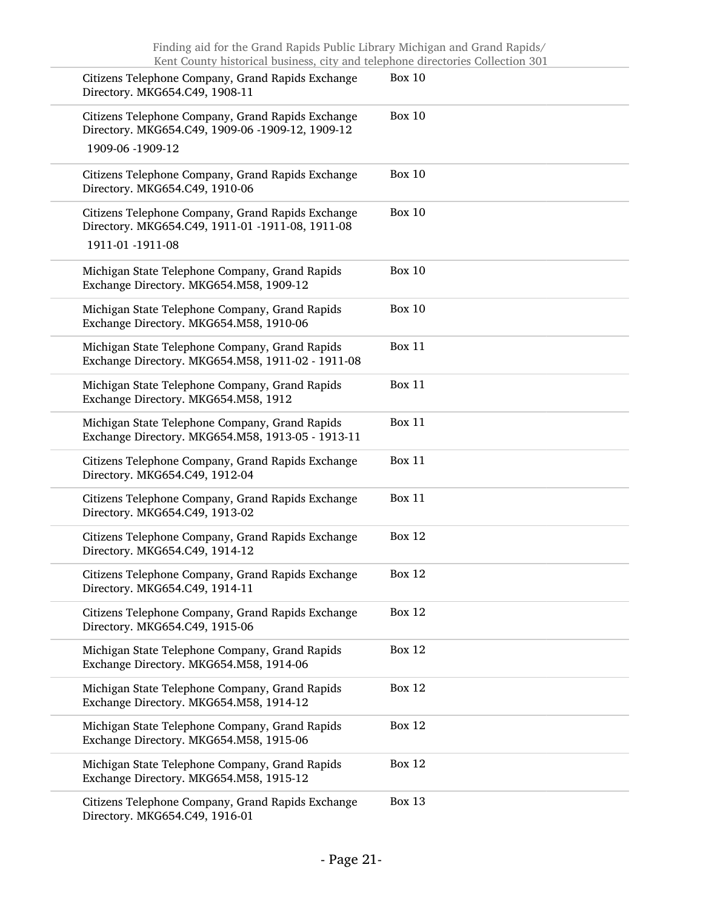| | |
|---|---|
| Citizens Telephone Company, Grand Rapids Exchange Directory. MKG654.C49, 1908-11 | Box 10 |
| Citizens Telephone Company, Grand Rapids Exchange Directory. MKG654.C49, 1909-06 -1909-12, 1909-12<br>1909-06 -1909-12 | Box 10 |
| Citizens Telephone Company, Grand Rapids Exchange Directory. MKG654.C49, 1910-06 | Box 10 |
| Citizens Telephone Company, Grand Rapids Exchange Directory. MKG654.C49, 1911-01 -1911-08, 1911-08<br>1911-01 -1911-08 | Box 10 |
| Michigan State Telephone Company, Grand Rapids Exchange Directory. MKG654.M58, 1909-12 | Box 10 |
| Michigan State Telephone Company, Grand Rapids Exchange Directory. MKG654.M58, 1910-06 | Box 10 |
| Michigan State Telephone Company, Grand Rapids Exchange Directory. MKG654.M58, 1911-02 - 1911-08 | Box 11 |
| Michigan State Telephone Company, Grand Rapids Exchange Directory. MKG654.M58, 1912 | Box 11 |
| Michigan State Telephone Company, Grand Rapids Exchange Directory. MKG654.M58, 1913-05 - 1913-11 | Box 11 |
| Citizens Telephone Company, Grand Rapids Exchange Directory. MKG654.C49, 1912-04 | Box 11 |
| Citizens Telephone Company, Grand Rapids Exchange Directory. MKG654.C49, 1913-02 | Box 11 |
| Citizens Telephone Company, Grand Rapids Exchange Directory. MKG654.C49, 1914-12 | Box 12 |
| Citizens Telephone Company, Grand Rapids Exchange Directory. MKG654.C49, 1914-11 | Box 12 |
| Citizens Telephone Company, Grand Rapids Exchange Directory. MKG654.C49, 1915-06 | Box 12 |
| Michigan State Telephone Company, Grand Rapids Exchange Directory. MKG654.M58, 1914-06 | Box 12 |
| Michigan State Telephone Company, Grand Rapids Exchange Directory. MKG654.M58, 1914-12 | Box 12 |
| Michigan State Telephone Company, Grand Rapids Exchange Directory. MKG654.M58, 1915-06 | Box 12 |
| Michigan State Telephone Company, Grand Rapids Exchange Directory. MKG654.M58, 1915-12 | Box 12 |
| Citizens Telephone Company, Grand Rapids Exchange Directory. MKG654.C49, 1916-01 | Box 13 |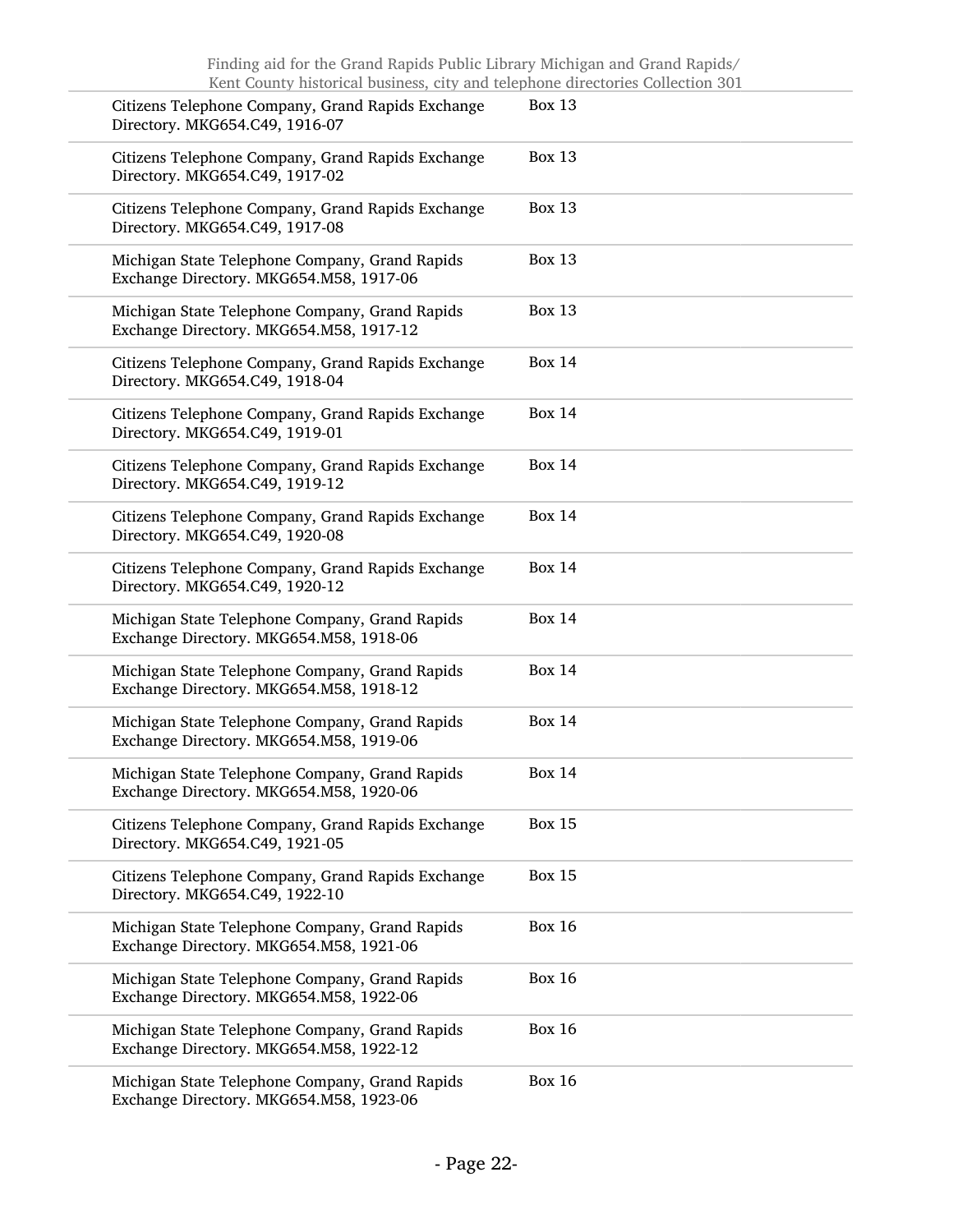| | |
|---|---|
| Citizens Telephone Company, Grand Rapids Exchange Directory. MKG654.C49, 1916-07 | Box 13 |
| Citizens Telephone Company, Grand Rapids Exchange Directory. MKG654.C49, 1917-02 | Box 13 |
| Citizens Telephone Company, Grand Rapids Exchange Directory. MKG654.C49, 1917-08 | Box 13 |
| Michigan State Telephone Company, Grand Rapids Exchange Directory. MKG654.M58, 1917-06 | Box 13 |
| Michigan State Telephone Company, Grand Rapids Exchange Directory. MKG654.M58, 1917-12 | Box 13 |
| Citizens Telephone Company, Grand Rapids Exchange Directory. MKG654.C49, 1918-04 | Box 14 |
| Citizens Telephone Company, Grand Rapids Exchange Directory. MKG654.C49, 1919-01 | Box 14 |
| Citizens Telephone Company, Grand Rapids Exchange Directory. MKG654.C49, 1919-12 | Box 14 |
| Citizens Telephone Company, Grand Rapids Exchange Directory. MKG654.C49, 1920-08 | Box 14 |
| Citizens Telephone Company, Grand Rapids Exchange Directory. MKG654.C49, 1920-12 | Box 14 |
| Michigan State Telephone Company, Grand Rapids Exchange Directory. MKG654.M58, 1918-06 | Box 14 |
| Michigan State Telephone Company, Grand Rapids Exchange Directory. MKG654.M58, 1918-12 | Box 14 |
| Michigan State Telephone Company, Grand Rapids Exchange Directory. MKG654.M58, 1919-06 | Box 14 |
| Michigan State Telephone Company, Grand Rapids Exchange Directory. MKG654.M58, 1920-06 | Box 14 |
| Citizens Telephone Company, Grand Rapids Exchange Directory. MKG654.C49, 1921-05 | Box 15 |
| Citizens Telephone Company, Grand Rapids Exchange Directory. MKG654.C49, 1922-10 | Box 15 |
| Michigan State Telephone Company, Grand Rapids Exchange Directory. MKG654.M58, 1921-06 | Box 16 |
| Michigan State Telephone Company, Grand Rapids Exchange Directory. MKG654.M58, 1922-06 | Box 16 |
| Michigan State Telephone Company, Grand Rapids Exchange Directory. MKG654.M58, 1922-12 | Box 16 |
| Michigan State Telephone Company, Grand Rapids Exchange Directory. MKG654.M58, 1923-06 | Box 16 |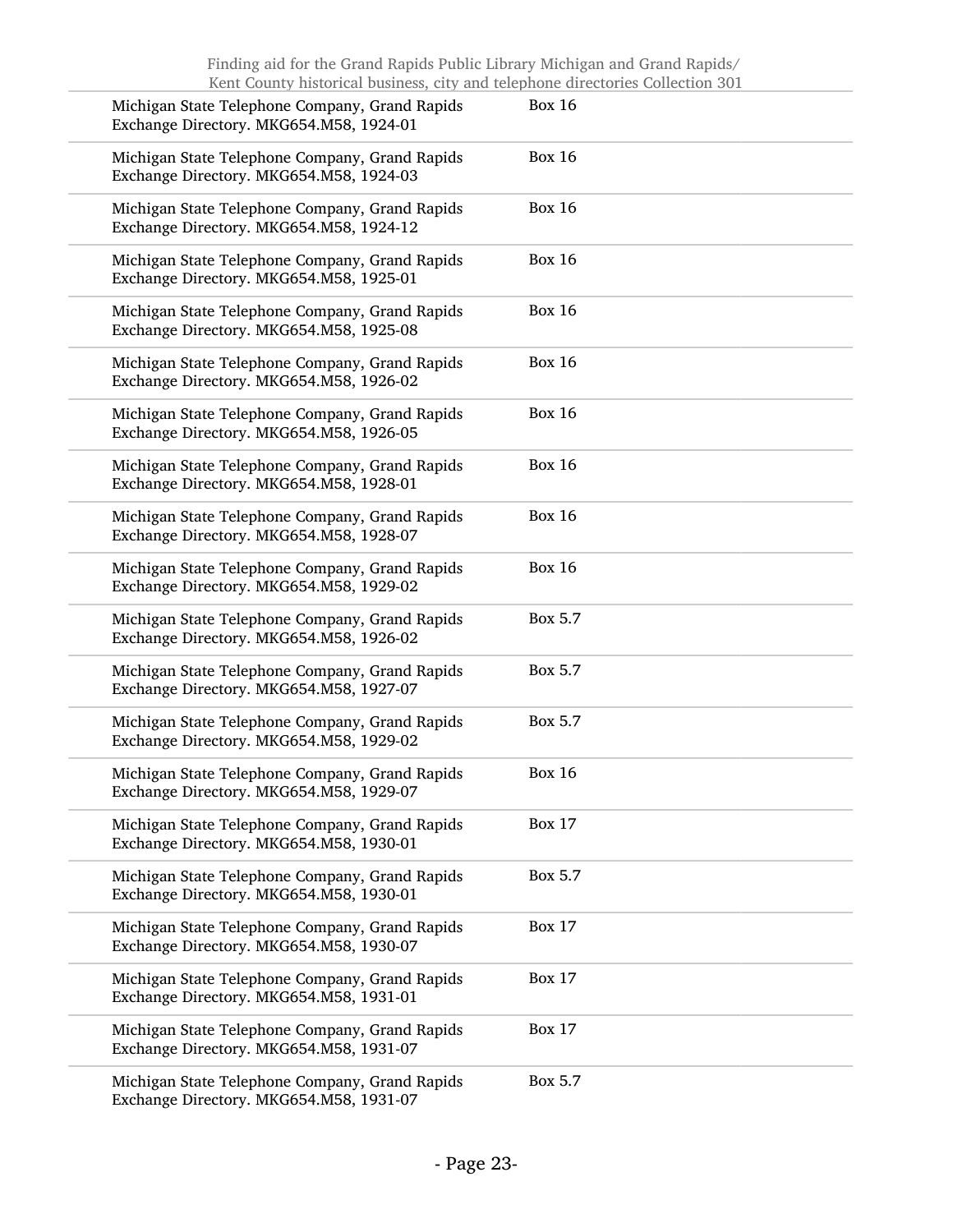| | |
|---|---|
| Michigan State Telephone Company, Grand Rapids Exchange Directory. MKG654.M58, 1924-01 | Box 16 |
| Michigan State Telephone Company, Grand Rapids Exchange Directory. MKG654.M58, 1924-03 | Box 16 |
| Michigan State Telephone Company, Grand Rapids Exchange Directory. MKG654.M58, 1924-12 | Box 16 |
| Michigan State Telephone Company, Grand Rapids Exchange Directory. MKG654.M58, 1925-01 | Box 16 |
| Michigan State Telephone Company, Grand Rapids Exchange Directory. MKG654.M58, 1925-08 | Box 16 |
| Michigan State Telephone Company, Grand Rapids Exchange Directory. MKG654.M58, 1926-02 | Box 16 |
| Michigan State Telephone Company, Grand Rapids Exchange Directory. MKG654.M58, 1926-05 | Box 16 |
| Michigan State Telephone Company, Grand Rapids Exchange Directory. MKG654.M58, 1928-01 | Box 16 |
| Michigan State Telephone Company, Grand Rapids Exchange Directory. MKG654.M58, 1928-07 | Box 16 |
| Michigan State Telephone Company, Grand Rapids Exchange Directory. MKG654.M58, 1929-02 | Box 16 |
| Michigan State Telephone Company, Grand Rapids Exchange Directory. MKG654.M58, 1926-02 | Box 5.7 |
| Michigan State Telephone Company, Grand Rapids Exchange Directory. MKG654.M58, 1927-07 | Box 5.7 |
| Michigan State Telephone Company, Grand Rapids Exchange Directory. MKG654.M58, 1929-02 | Box 5.7 |
| Michigan State Telephone Company, Grand Rapids Exchange Directory. MKG654.M58, 1929-07 | Box 16 |
| Michigan State Telephone Company, Grand Rapids Exchange Directory. MKG654.M58, 1930-01 | Box 17 |
| Michigan State Telephone Company, Grand Rapids Exchange Directory. MKG654.M58, 1930-01 | Box 5.7 |
| Michigan State Telephone Company, Grand Rapids Exchange Directory. MKG654.M58, 1930-07 | Box 17 |
| Michigan State Telephone Company, Grand Rapids Exchange Directory. MKG654.M58, 1931-01 | Box 17 |
| Michigan State Telephone Company, Grand Rapids Exchange Directory. MKG654.M58, 1931-07 | Box 17 |
| Michigan State Telephone Company, Grand Rapids Exchange Directory. MKG654.M58, 1931-07 | Box 5.7 |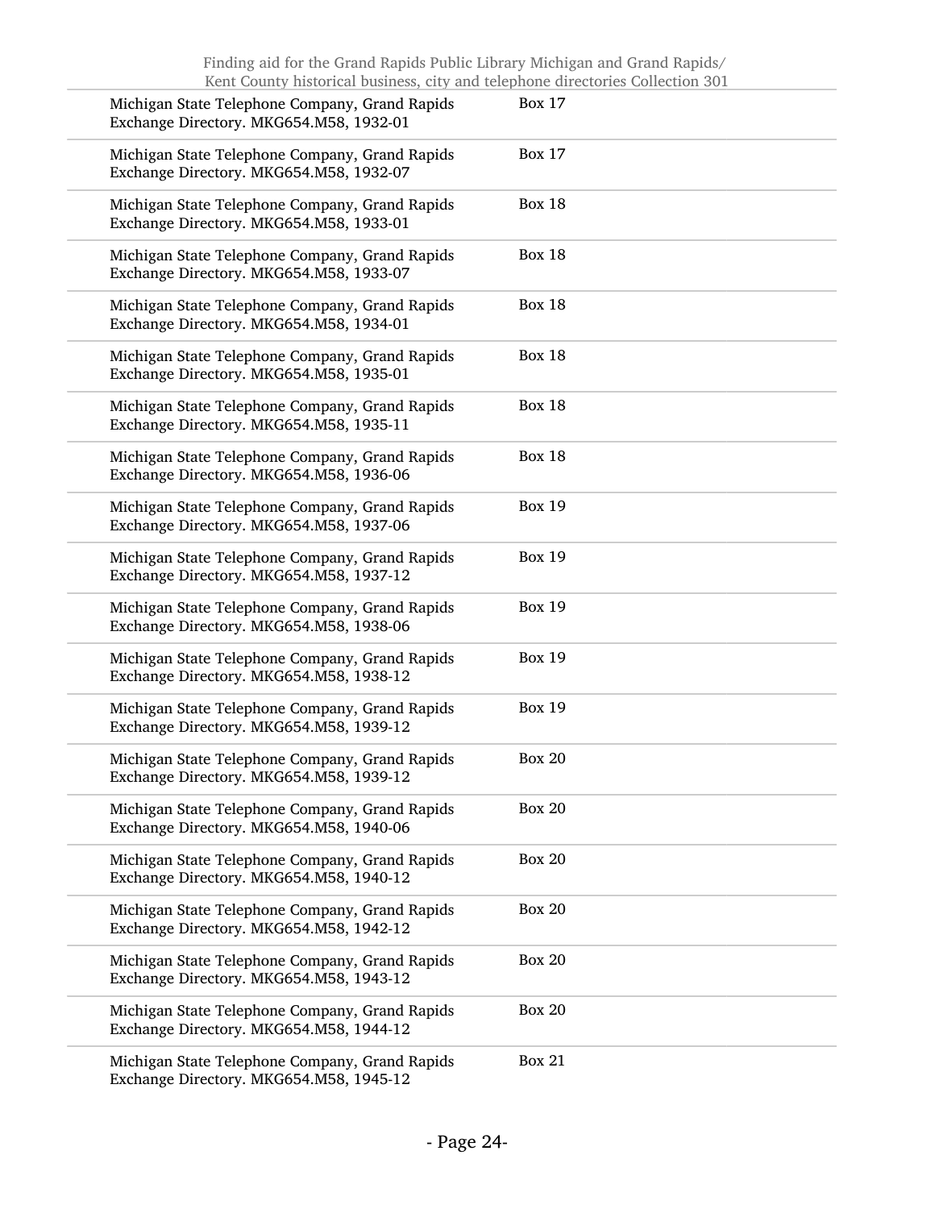| | |
|---|---|
| Michigan State Telephone Company, Grand Rapids Exchange Directory. MKG654.M58, 1932-01 | Box 17 |
| Michigan State Telephone Company, Grand Rapids Exchange Directory. MKG654.M58, 1932-07 | Box 17 |
| Michigan State Telephone Company, Grand Rapids Exchange Directory. MKG654.M58, 1933-01 | Box 18 |
| Michigan State Telephone Company, Grand Rapids Exchange Directory. MKG654.M58, 1933-07 | Box 18 |
| Michigan State Telephone Company, Grand Rapids Exchange Directory. MKG654.M58, 1934-01 | Box 18 |
| Michigan State Telephone Company, Grand Rapids Exchange Directory. MKG654.M58, 1935-01 | Box 18 |
| Michigan State Telephone Company, Grand Rapids Exchange Directory. MKG654.M58, 1935-11 | Box 18 |
| Michigan State Telephone Company, Grand Rapids Exchange Directory. MKG654.M58, 1936-06 | Box 18 |
| Michigan State Telephone Company, Grand Rapids Exchange Directory. MKG654.M58, 1937-06 | Box 19 |
| Michigan State Telephone Company, Grand Rapids Exchange Directory. MKG654.M58, 1937-12 | Box 19 |
| Michigan State Telephone Company, Grand Rapids Exchange Directory. MKG654.M58, 1938-06 | Box 19 |
| Michigan State Telephone Company, Grand Rapids Exchange Directory. MKG654.M58, 1938-12 | Box 19 |
| Michigan State Telephone Company, Grand Rapids Exchange Directory. MKG654.M58, 1939-12 | Box 19 |
| Michigan State Telephone Company, Grand Rapids Exchange Directory. MKG654.M58, 1939-12 | Box 20 |
| Michigan State Telephone Company, Grand Rapids Exchange Directory. MKG654.M58, 1940-06 | Box 20 |
| Michigan State Telephone Company, Grand Rapids Exchange Directory. MKG654.M58, 1940-12 | Box 20 |
| Michigan State Telephone Company, Grand Rapids Exchange Directory. MKG654.M58, 1942-12 | Box 20 |
| Michigan State Telephone Company, Grand Rapids Exchange Directory. MKG654.M58, 1943-12 | Box 20 |
| Michigan State Telephone Company, Grand Rapids Exchange Directory. MKG654.M58, 1944-12 | Box 20 |
| Michigan State Telephone Company, Grand Rapids Exchange Directory. MKG654.M58, 1945-12 | Box 21 |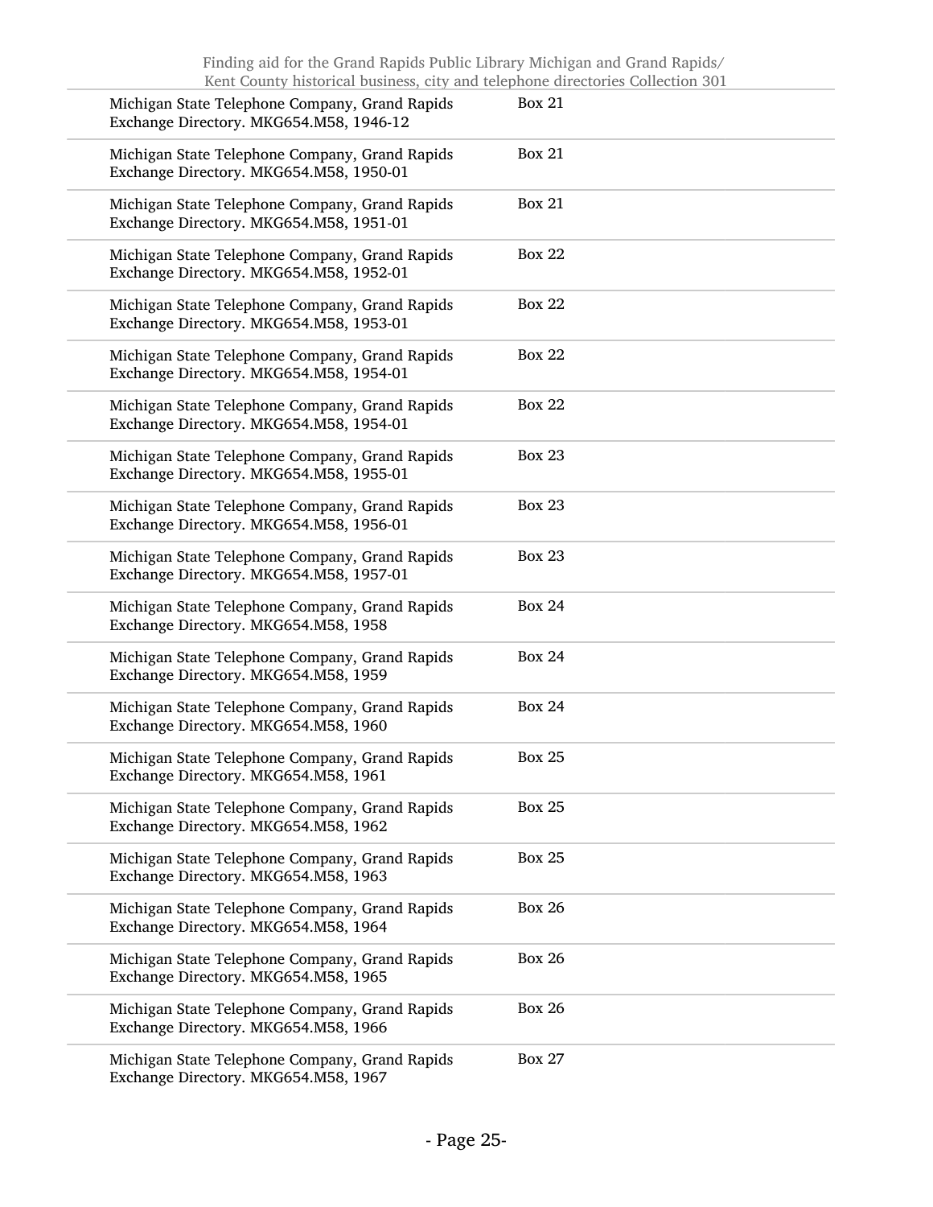| | |
|---|---|
| Michigan State Telephone Company, Grand Rapids Exchange Directory. MKG654.M58, 1946-12 | Box 21 |
| Michigan State Telephone Company, Grand Rapids Exchange Directory. MKG654.M58, 1950-01 | Box 21 |
| Michigan State Telephone Company, Grand Rapids Exchange Directory. MKG654.M58, 1951-01 | Box 21 |
| Michigan State Telephone Company, Grand Rapids Exchange Directory. MKG654.M58, 1952-01 | Box 22 |
| Michigan State Telephone Company, Grand Rapids Exchange Directory. MKG654.M58, 1953-01 | Box 22 |
| Michigan State Telephone Company, Grand Rapids Exchange Directory. MKG654.M58, 1954-01 | Box 22 |
| Michigan State Telephone Company, Grand Rapids Exchange Directory. MKG654.M58, 1954-01 | Box 22 |
| Michigan State Telephone Company, Grand Rapids Exchange Directory. MKG654.M58, 1955-01 | Box 23 |
| Michigan State Telephone Company, Grand Rapids Exchange Directory. MKG654.M58, 1956-01 | Box 23 |
| Michigan State Telephone Company, Grand Rapids Exchange Directory. MKG654.M58, 1957-01 | Box 23 |
| Michigan State Telephone Company, Grand Rapids Exchange Directory. MKG654.M58, 1958 | Box 24 |
| Michigan State Telephone Company, Grand Rapids Exchange Directory. MKG654.M58, 1959 | Box 24 |
| Michigan State Telephone Company, Grand Rapids Exchange Directory. MKG654.M58, 1960 | Box 24 |
| Michigan State Telephone Company, Grand Rapids Exchange Directory. MKG654.M58, 1961 | Box 25 |
| Michigan State Telephone Company, Grand Rapids Exchange Directory. MKG654.M58, 1962 | Box 25 |
| Michigan State Telephone Company, Grand Rapids Exchange Directory. MKG654.M58, 1963 | Box 25 |
| Michigan State Telephone Company, Grand Rapids Exchange Directory. MKG654.M58, 1964 | Box 26 |
| Michigan State Telephone Company, Grand Rapids Exchange Directory. MKG654.M58, 1965 | Box 26 |
| Michigan State Telephone Company, Grand Rapids Exchange Directory. MKG654.M58, 1966 | Box 26 |
| Michigan State Telephone Company, Grand Rapids Exchange Directory. MKG654.M58, 1967 | Box 27 |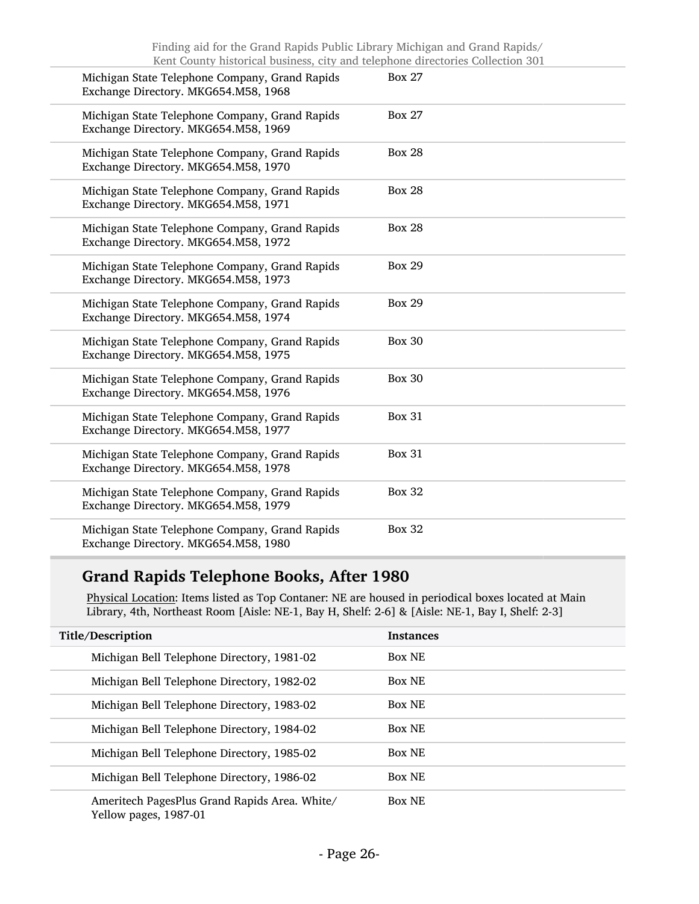| | |
|---|---|
| Michigan State Telephone Company, Grand Rapids Exchange Directory. MKG654.M58, 1968 | Box 27 |
| Michigan State Telephone Company, Grand Rapids Exchange Directory. MKG654.M58, 1969 | Box 27 |
| Michigan State Telephone Company, Grand Rapids Exchange Directory. MKG654.M58, 1970 | Box 28 |
| Michigan State Telephone Company, Grand Rapids Exchange Directory. MKG654.M58, 1971 | Box 28 |
| Michigan State Telephone Company, Grand Rapids Exchange Directory. MKG654.M58, 1972 | Box 28 |
| Michigan State Telephone Company, Grand Rapids Exchange Directory. MKG654.M58, 1973 | Box 29 |
| Michigan State Telephone Company, Grand Rapids Exchange Directory. MKG654.M58, 1974 | Box 29 |
| Michigan State Telephone Company, Grand Rapids Exchange Directory. MKG654.M58, 1975 | Box 30 |
| Michigan State Telephone Company, Grand Rapids Exchange Directory. MKG654.M58, 1976 | Box 30 |
| Michigan State Telephone Company, Grand Rapids Exchange Directory. MKG654.M58, 1977 | Box 31 |
| Michigan State Telephone Company, Grand Rapids Exchange Directory. MKG654.M58, 1978 | Box 31 |
| Michigan State Telephone Company, Grand Rapids Exchange Directory. MKG654.M58, 1979 | Box 32 |
| Michigan State Telephone Company, Grand Rapids Exchange Directory. MKG654.M58, 1980 | Box 32 |

## Grand Rapids Telephone Books, After 1980

Physical Location: Items listed as Top Contaner: NE are housed in periodical boxes located at Main Library, 4th, Northeast Room [Aisle: NE-1, Bay H, Shelf: 2-6] & [Aisle: NE-1, Bay I, Shelf: 2-3]

| Title/Description | Instances |
|---|---|
| Michigan Bell Telephone Directory, 1981-02 | Box NE |
| Michigan Bell Telephone Directory, 1982-02 | Box NE |
| Michigan Bell Telephone Directory, 1983-02 | Box NE |
| Michigan Bell Telephone Directory, 1984-02 | Box NE |
| Michigan Bell Telephone Directory, 1985-02 | Box NE |
| Michigan Bell Telephone Directory, 1986-02 | Box NE |
| Ameritech PagesPlus Grand Rapids Area. White/ Yellow pages, 1987-01 | Box NE |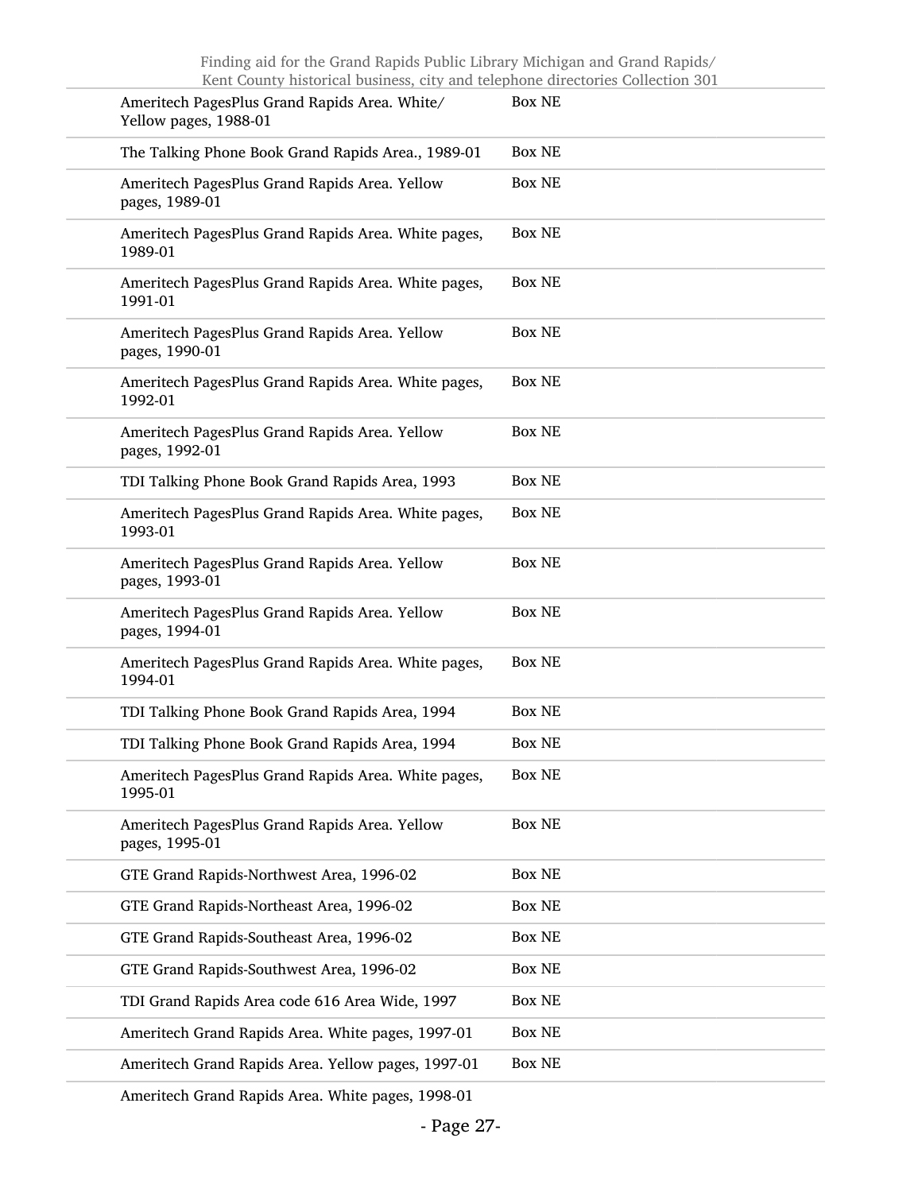| | |
|---|---|
| Ameritech PagesPlus Grand Rapids Area. White/ Yellow pages, 1988-01 | Box NE |
| The Talking Phone Book Grand Rapids Area., 1989-01 | Box NE |
| Ameritech PagesPlus Grand Rapids Area. Yellow pages, 1989-01 | Box NE |
| Ameritech PagesPlus Grand Rapids Area. White pages, 1989-01 | Box NE |
| Ameritech PagesPlus Grand Rapids Area. White pages, 1991-01 | Box NE |
| Ameritech PagesPlus Grand Rapids Area. Yellow pages, 1990-01 | Box NE |
| Ameritech PagesPlus Grand Rapids Area. White pages, 1992-01 | Box NE |
| Ameritech PagesPlus Grand Rapids Area. Yellow pages, 1992-01 | Box NE |
| TDI Talking Phone Book Grand Rapids Area, 1993 | Box NE |
| Ameritech PagesPlus Grand Rapids Area. White pages, 1993-01 | Box NE |
| Ameritech PagesPlus Grand Rapids Area. Yellow pages, 1993-01 | Box NE |
| Ameritech PagesPlus Grand Rapids Area. Yellow pages, 1994-01 | Box NE |
| Ameritech PagesPlus Grand Rapids Area. White pages, 1994-01 | Box NE |
| TDI Talking Phone Book Grand Rapids Area, 1994 | Box NE |
| TDI Talking Phone Book Grand Rapids Area, 1994 | Box NE |
| Ameritech PagesPlus Grand Rapids Area. White pages, 1995-01 | Box NE |
| Ameritech PagesPlus Grand Rapids Area. Yellow pages, 1995-01 | Box NE |
| GTE Grand Rapids-Northwest Area, 1996-02 | Box NE |
| GTE Grand Rapids-Northeast Area, 1996-02 | Box NE |
| GTE Grand Rapids-Southeast Area, 1996-02 | Box NE |
| GTE Grand Rapids-Southwest Area, 1996-02 | Box NE |
| TDI Grand Rapids Area code 616 Area Wide, 1997 | Box NE |
| Ameritech Grand Rapids Area. White pages, 1997-01 | Box NE |
| Ameritech Grand Rapids Area. Yellow pages, 1997-01 | Box NE |
| Ameritech Grand Rapids Area. White pages, 1998-01 | |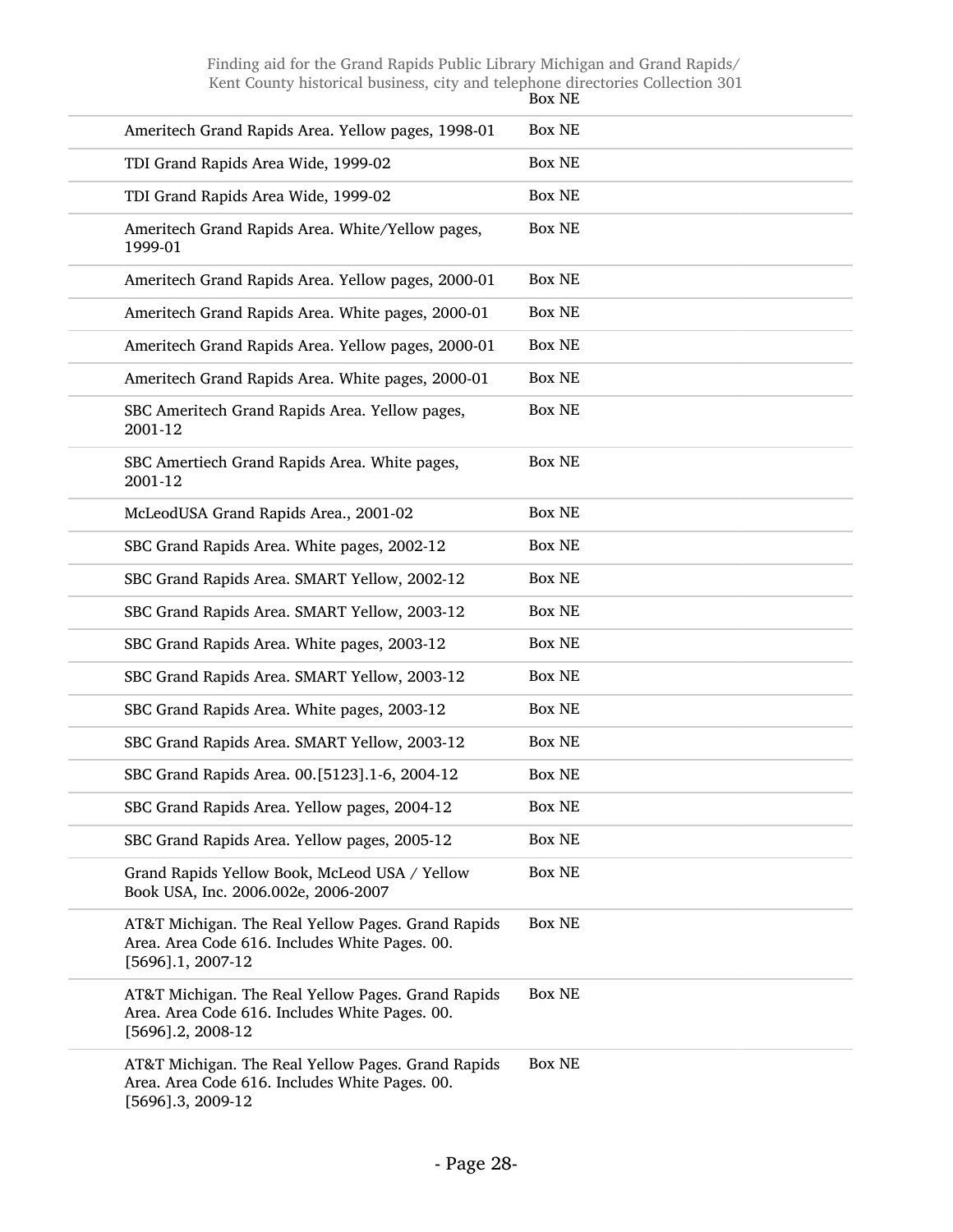| | |
|---|---|
| | Box NE |
| Ameritech Grand Rapids Area. Yellow pages, 1998-01 | Box NE |
| TDI Grand Rapids Area Wide, 1999-02 | Box NE |
| TDI Grand Rapids Area Wide, 1999-02 | Box NE |
| Ameritech Grand Rapids Area. White/Yellow pages, 1999-01 | Box NE |
| Ameritech Grand Rapids Area. Yellow pages, 2000-01 | Box NE |
| Ameritech Grand Rapids Area. White pages, 2000-01 | Box NE |
| Ameritech Grand Rapids Area. Yellow pages, 2000-01 | Box NE |
| Ameritech Grand Rapids Area. White pages, 2000-01 | Box NE |
| SBC Ameritech Grand Rapids Area. Yellow pages, 2001-12 | Box NE |
| SBC Amertiech Grand Rapids Area. White pages, 2001-12 | Box NE |
| McLeodUSA Grand Rapids Area., 2001-02 | Box NE |
| SBC Grand Rapids Area. White pages, 2002-12 | Box NE |
| SBC Grand Rapids Area. SMART Yellow, 2002-12 | Box NE |
| SBC Grand Rapids Area. SMART Yellow, 2003-12 | Box NE |
| SBC Grand Rapids Area. White pages, 2003-12 | Box NE |
| SBC Grand Rapids Area. SMART Yellow, 2003-12 | Box NE |
| SBC Grand Rapids Area. White pages, 2003-12 | Box NE |
| SBC Grand Rapids Area. SMART Yellow, 2003-12 | Box NE |
| SBC Grand Rapids Area. 00.[5123].1-6, 2004-12 | Box NE |
| SBC Grand Rapids Area. Yellow pages, 2004-12 | Box NE |
| SBC Grand Rapids Area. Yellow pages, 2005-12 | Box NE |
| Grand Rapids Yellow Book, McLeod USA / Yellow Book USA, Inc. 2006.002e, 2006-2007 | Box NE |
| AT&T Michigan. The Real Yellow Pages. Grand Rapids Area. Area Code 616. Includes White Pages. 00.[5696].1, 2007-12 | Box NE |
| AT&T Michigan. The Real Yellow Pages. Grand Rapids Area. Area Code 616. Includes White Pages. 00.[5696].2, 2008-12 | Box NE |
| AT&T Michigan. The Real Yellow Pages. Grand Rapids Area. Area Code 616. Includes White Pages. 00.[5696].3, 2009-12 | Box NE |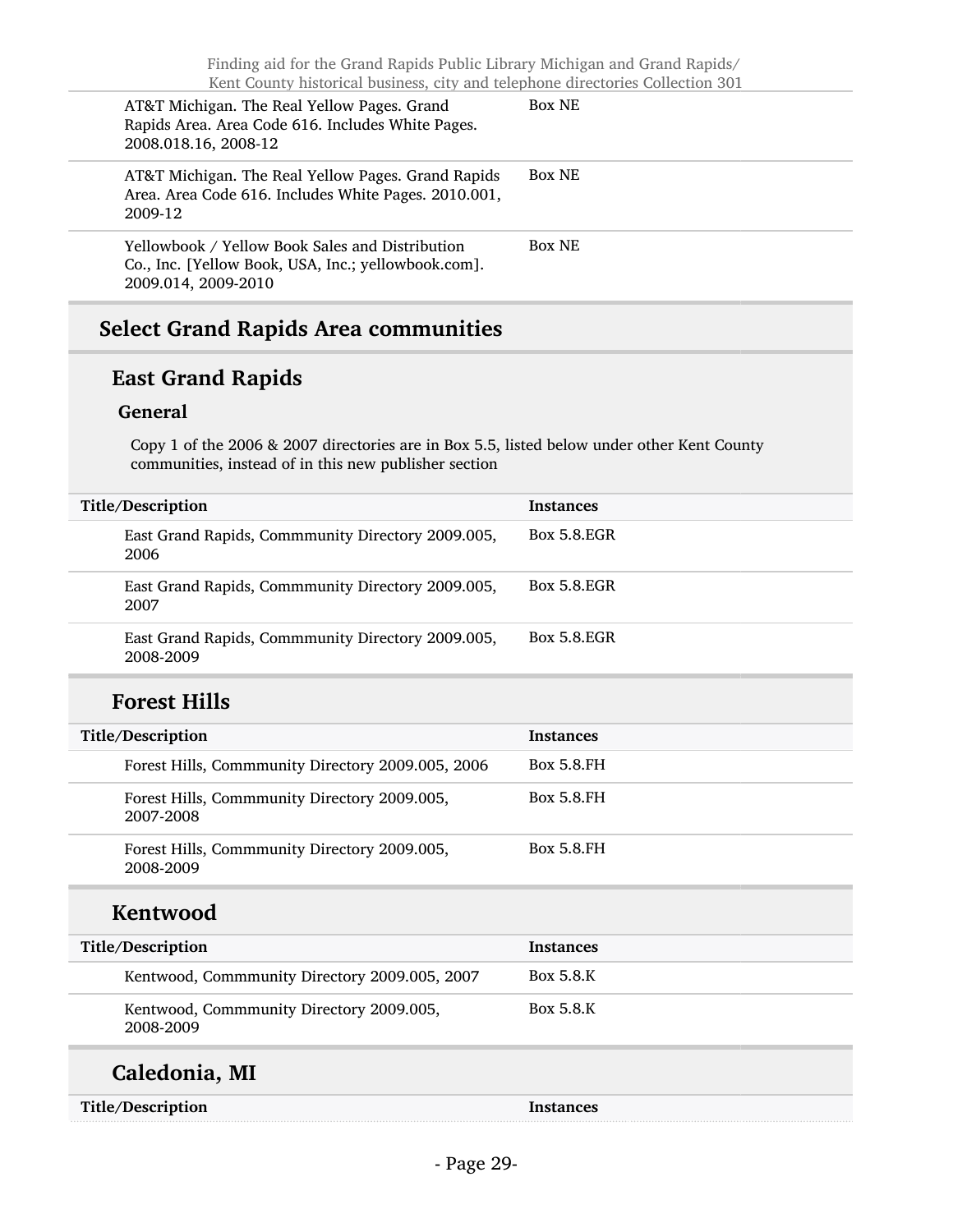| | |
|---|---|
| AT&T Michigan. The Real Yellow Pages. Grand Rapids Area. Area Code 616. Includes White Pages. 2008.018.16, 2008-12 | Box NE |
| AT&T Michigan. The Real Yellow Pages. Grand Rapids Area. Area Code 616. Includes White Pages. 2010.001, 2009-12 | Box NE |
| Yellowbook / Yellow Book Sales and Distribution Co., Inc. [Yellow Book, USA, Inc.; yellowbook.com]. 2009.014, 2009-2010 | Box NE |

## Select Grand Rapids Area communities

### East Grand Rapids

#### General

Copy 1 of the 2006 & 2007 directories are in Box 5.5, listed below under other Kent County communities, instead of in this new publisher section

| Title/Description | Instances |
|---|---|
| East Grand Rapids, Commmunity Directory 2009.005, 2006 | Box 5.8.EGR |
| East Grand Rapids, Commmunity Directory 2009.005, 2007 | Box 5.8.EGR |
| East Grand Rapids, Commmunity Directory 2009.005, 2008-2009 | Box 5.8.EGR |

### Forest Hills

| Title/Description | Instances |
|---|---|
| Forest Hills, Commmunity Directory 2009.005, 2006 | Box 5.8.FH |
| Forest Hills, Commmunity Directory 2009.005, 2007-2008 | Box 5.8.FH |
| Forest Hills, Commmunity Directory 2009.005, 2008-2009 | Box 5.8.FH |

### Kentwood

| Title/Description | Instances |
|---|---|
| Kentwood, Commmunity Directory 2009.005, 2007 | Box 5.8.K |
| Kentwood, Commmunity Directory 2009.005, 2008-2009 | Box 5.8.K |

### Caledonia, MI

| Title/Description | Instances |
|---|---|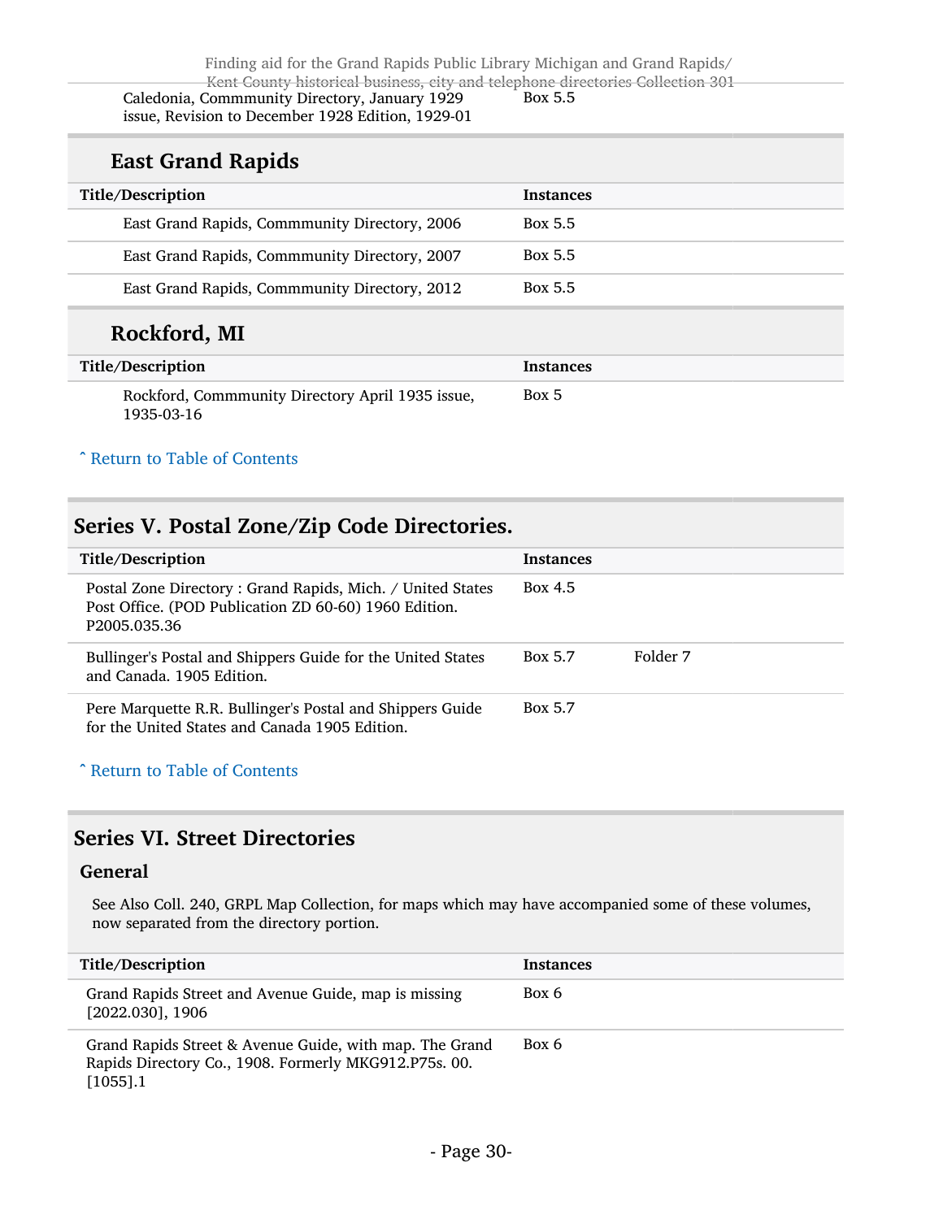| Title/Description | Instances | |
|---|---|---|
| Caledonia, Commmunity Directory, January 1929 issue, Revision to December 1928 Edition, 1929-01 | Box 5.5 | |

### East Grand Rapids

| Title/Description | Instances |
|---|---|
| East Grand Rapids, Commmunity Directory, 2006 | Box 5.5 |
| East Grand Rapids, Commmunity Directory, 2007 | Box 5.5 |
| East Grand Rapids, Commmunity Directory, 2012 | Box 5.5 |

### Rockford, MI

| Title/Description | Instances |
|---|---|
| Rockford, Commmunity Directory April 1935 issue, 1935-03-16 | Box 5 |

ˆ Return to Table of Contents

## Series V. Postal Zone/Zip Code Directories.

| Title/Description | Instances | |
|---|---|---|
| Postal Zone Directory : Grand Rapids, Mich. / United States Post Office. (POD Publication ZD 60-60) 1960 Edition. P2005.035.36 | Box 4.5 | |
| Bullinger's Postal and Shippers Guide for the United States and Canada. 1905 Edition. | Box 5.7 | Folder 7 |
| Pere Marquette R.R. Bullinger's Postal and Shippers Guide for the United States and Canada 1905 Edition. | Box 5.7 | |

ˆ Return to Table of Contents

## Series VI. Street Directories

### General

See Also Coll. 240, GRPL Map Collection, for maps which may have accompanied some of these volumes, now separated from the directory portion.

| Title/Description | Instances |
|---|---|
| Grand Rapids Street and Avenue Guide, map is missing [2022.030], 1906 | Box 6 |
| Grand Rapids Street & Avenue Guide, with map. The Grand Rapids Directory Co., 1908. Formerly MKG912.P75s. 00. [1055].1 | Box 6 |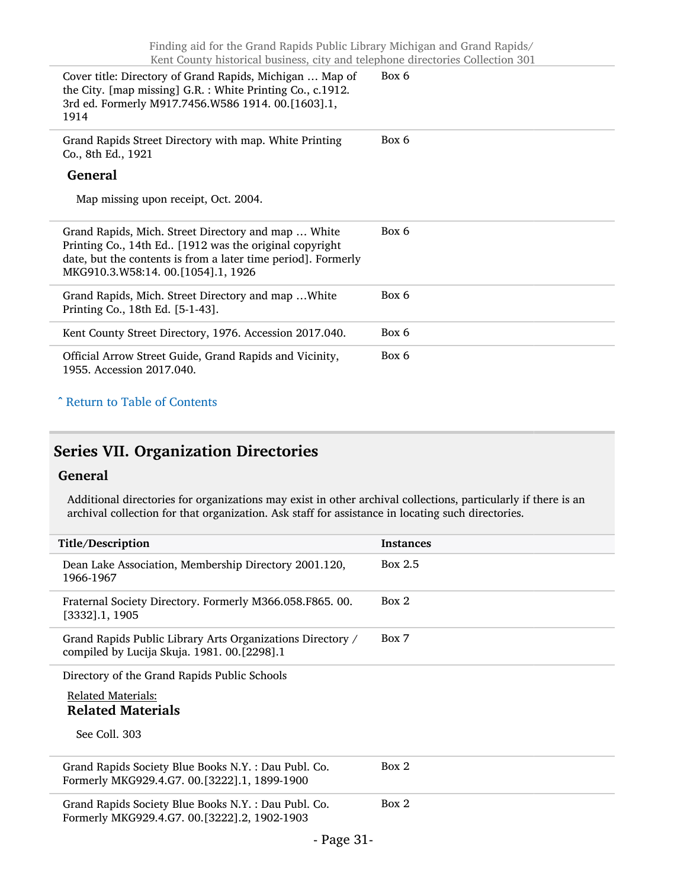| | |
|---|---|
| Cover title: Directory of Grand Rapids, Michigan … Map of the City. [map missing] G.R. : White Printing Co., c.1912. 3rd ed. Formerly M917.7456.W586 1914. 00.[1603].1, 1914 | Box 6 |
| Grand Rapids Street Directory with map. White Printing Co., 8th Ed., 1921<br><br>**General**<br><br>Map missing upon receipt, Oct. 2004. | Box 6 |
| Grand Rapids, Mich. Street Directory and map … White Printing Co., 14th Ed.. [1912 was the original copyright date, but the contents is from a later time period]. Formerly MKG910.3.W58:14. 00.[1054].1, 1926 | Box 6 |
| Grand Rapids, Mich. Street Directory and map …White Printing Co., 18th Ed. [5-1-43]. | Box 6 |
| Kent County Street Directory, 1976. Accession 2017.040. | Box 6 |
| Official Arrow Street Guide, Grand Rapids and Vicinity, 1955. Accession 2017.040. | Box 6 |

ˆ Return to Table of Contents

## Series VII. Organization Directories

### General

Additional directories for organizations may exist in other archival collections, particularly if there is an archival collection for that organization. Ask staff for assistance in locating such directories.

| Title/Description | Instances |
|---|---|
| Dean Lake Association, Membership Directory 2001.120, 1966-1967 | Box 2.5 |
| Fraternal Society Directory. Formerly M366.058.F865. 00.[3332].1, 1905 | Box 2 |
| Grand Rapids Public Library Arts Organizations Directory / compiled by Lucija Skuja. 1981. 00.[2298].1 | Box 7 |
| Directory of the Grand Rapids Public Schools<br><br>Related Materials:<br>**Related Materials**<br><br>See Coll. 303 | |
| Grand Rapids Society Blue Books N.Y. : Dau Publ. Co. Formerly MKG929.4.G7. 00.[3222].1, 1899-1900 | Box 2 |
| Grand Rapids Society Blue Books N.Y. : Dau Publ. Co. Formerly MKG929.4.G7. 00.[3222].2, 1902-1903 | Box 2 |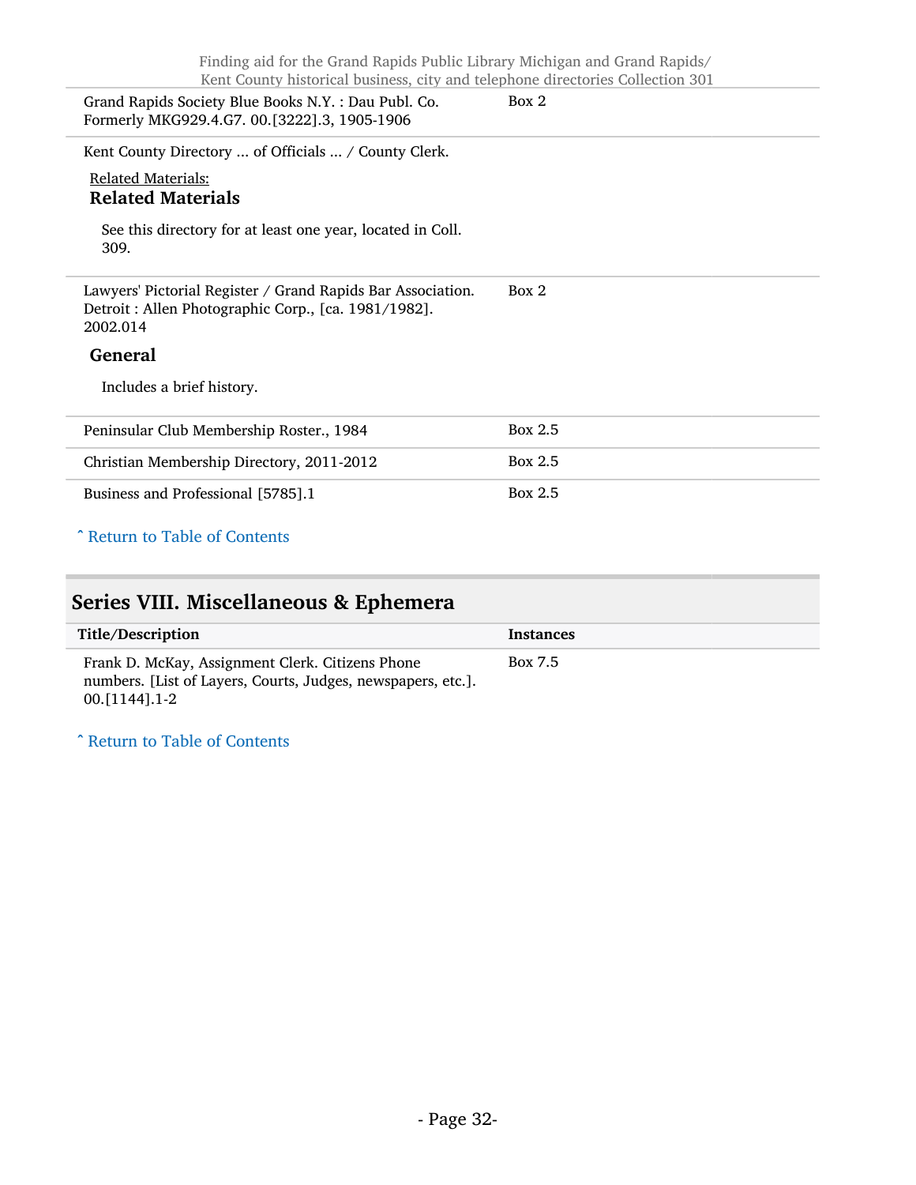| | |
|---|---|
| Grand Rapids Society Blue Books N.Y. : Dau Publ. Co. Formerly MKG929.4.G7. 00.[3222].3, 1905-1906 | Box 2 |

Kent County Directory ... of Officials ... / County Clerk.

Related Materials:

**Related Materials**

See this directory for at least one year, located in Coll. 309.

| | |
|---|---|
| Lawyers' Pictorial Register / Grand Rapids Bar Association. Detroit : Allen Photographic Corp., [ca. 1981/1982]. 2002.014 | Box 2 |

**General**

Includes a brief history.

| | |
|---|---|
| Peninsular Club Membership Roster., 1984 | Box 2.5 |
| Christian Membership Directory, 2011-2012 | Box 2.5 |
| Business and Professional [5785].1 | Box 2.5 |

ˆ Return to Table of Contents

## Series VIII. Miscellaneous & Ephemera

| Title/Description | Instances |
|---|---|
| Frank D. McKay, Assignment Clerk. Citizens Phone numbers. [List of Layers, Courts, Judges, newspapers, etc.]. 00.[1144].1-2 | Box 7.5 |

ˆ Return to Table of Contents